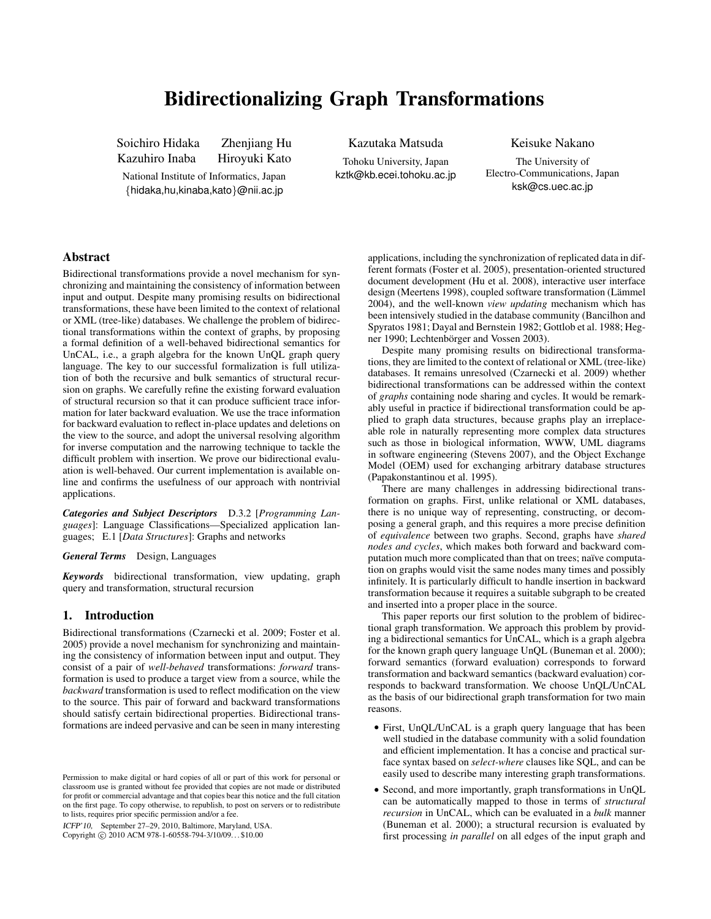# Bidirectionalizing Graph Transformations

Soichiro Hidaka  Zhenjiang Hu
Kazuhiro Inaba  Hiroyuki Kato

National Institute of Informatics, Japan
{hidaka,hu,kinaba,kato}@nii.ac.jp

Kazutaka Matsuda

Tohoku University, Japan
kztk@kb.ecei.tohoku.ac.jp

Keisuke Nakano

The University of Electro-Communications, Japan
ksk@cs.uec.ac.jp

## Abstract

Bidirectional transformations provide a novel mechanism for synchronizing and maintaining the consistency of information between input and output. Despite many promising results on bidirectional transformations, these have been limited to the context of relational or XML (tree-like) databases. We challenge the problem of bidirectional transformations within the context of graphs, by proposing a formal definition of a well-behaved bidirectional semantics for UnCAL, i.e., a graph algebra for the known UnQL graph query language. The key to our successful formalization is full utilization of both the recursive and bulk semantics of structural recursion on graphs. We carefully refine the existing forward evaluation of structural recursion so that it can produce sufficient trace information for later backward evaluation. We use the trace information for backward evaluation to reflect in-place updates and deletions on the view to the source, and adopt the universal resolving algorithm for inverse computation and the narrowing technique to tackle the difficult problem with insertion. We prove our bidirectional evaluation is well-behaved. Our current implementation is available online and confirms the usefulness of our approach with nontrivial applications.

***Categories and Subject Descriptors*** D.3.2 [*Programming Languages*]: Language Classifications—Specialized application languages; E.1 [*Data Structures*]: Graphs and networks

***General Terms*** Design, Languages

***Keywords*** bidirectional transformation, view updating, graph query and transformation, structural recursion

## 1. Introduction

Bidirectional transformations (Czarnecki et al. 2009; Foster et al. 2005) provide a novel mechanism for synchronizing and maintaining the consistency of information between input and output. They consist of a pair of *well-behaved* transformations: *forward* transformation is used to produce a target view from a source, while the *backward* transformation is used to reflect modification on the view to the source. This pair of forward and backward transformations should satisfy certain bidirectional properties. Bidirectional transformations are indeed pervasive and can be seen in many interesting applications, including the synchronization of replicated data in different formats (Foster et al. 2005), presentation-oriented structured document development (Hu et al. 2008), interactive user interface design (Meertens 1998), coupled software transformation (Lämmel 2004), and the well-known *view updating* mechanism which has been intensively studied in the database community (Bancilhon and Spyratos 1981; Dayal and Bernstein 1982; Gottlob et al. 1988; Hegner 1990; Lechtenbörger and Vossen 2003).

Despite many promising results on bidirectional transformations, they are limited to the context of relational or XML (tree-like) databases. It remains unresolved (Czarnecki et al. 2009) whether bidirectional transformations can be addressed within the context of *graphs* containing node sharing and cycles. It would be remarkably useful in practice if bidirectional transformation could be applied to graph data structures, because graphs play an irreplaceable role in naturally representing more complex data structures such as those in biological information, WWW, UML diagrams in software engineering (Stevens 2007), and the Object Exchange Model (OEM) used for exchanging arbitrary database structures (Papakonstantinou et al. 1995).

There are many challenges in addressing bidirectional transformation on graphs. First, unlike relational or XML databases, there is no unique way of representing, constructing, or decomposing a general graph, and this requires a more precise definition of *equivalence* between two graphs. Second, graphs have *shared nodes and cycles*, which makes both forward and backward computation much more complicated than that on trees; naïve computation on graphs would visit the same nodes many times and possibly infinitely. It is particularly difficult to handle insertion in backward transformation because it requires a suitable subgraph to be created and inserted into a proper place in the source.

This paper reports our first solution to the problem of bidirectional graph transformation. We approach this problem by providing a bidirectional semantics for UnCAL, which is a graph algebra for the known graph query language UnQL (Buneman et al. 2000); forward semantics (forward evaluation) corresponds to forward transformation and backward semantics (backward evaluation) corresponds to backward transformation. We choose UnQL/UnCAL as the basis of our bidirectional graph transformation for two main reasons.

- First, UnQL/UnCAL is a graph query language that has been well studied in the database community with a solid foundation and efficient implementation. It has a concise and practical surface syntax based on *select-where* clauses like SQL, and can be easily used to describe many interesting graph transformations.
- Second, and more importantly, graph transformations in UnQL can be automatically mapped to those in terms of *structural recursion* in UnCAL, which can be evaluated in a *bulk* manner (Buneman et al. 2000); a structural recursion is evaluated by first processing *in parallel* on all edges of the input graph and

Permission to make digital or hard copies of all or part of this work for personal or classroom use is granted without fee provided that copies are not made or distributed for profit or commercial advantage and that copies bear this notice and the full citation on the first page. To copy otherwise, to republish, to post on servers or to redistribute to lists, requires prior specific permission and/or a fee.

*ICFP'10,* September 27–29, 2010, Baltimore, Maryland, USA.
Copyright © 2010 ACM 978-1-60558-794-3/10/09…$10.00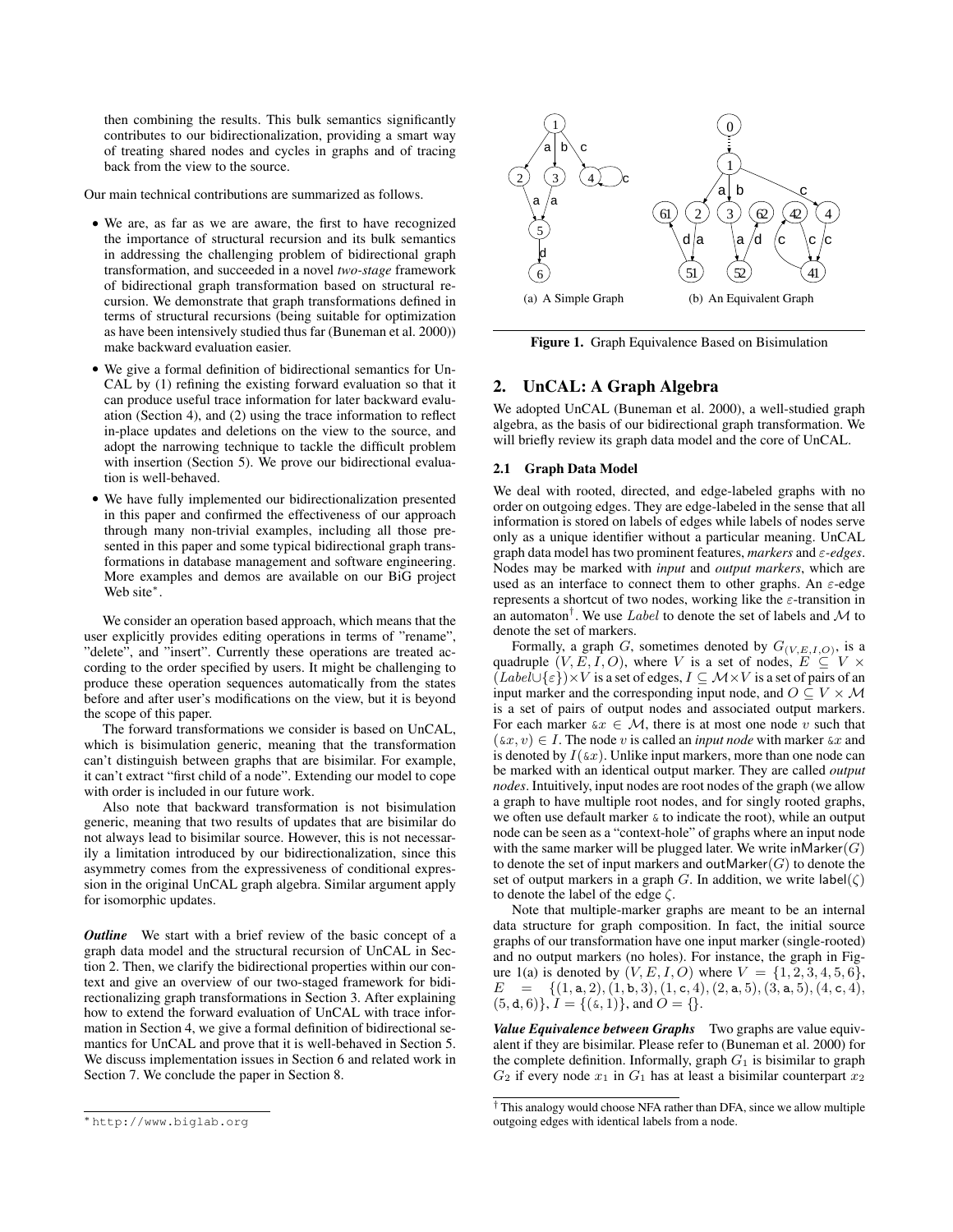then combining the results. This bulk semantics significantly contributes to our bidirectionalization, providing a smart way of treating shared nodes and cycles in graphs and of tracing back from the view to the source.

Our main technical contributions are summarized as follows.

- We are, as far as we are aware, the first to have recognized the importance of structural recursion and its bulk semantics in addressing the challenging problem of bidirectional graph transformation, and succeeded in a novel *two-stage* framework of bidirectional graph transformation based on structural recursion. We demonstrate that graph transformations defined in terms of structural recursions (being suitable for optimization as have been intensively studied thus far (Buneman et al. 2000)) make backward evaluation easier.
- We give a formal definition of bidirectional semantics for UnCAL by (1) refining the existing forward evaluation so that it can produce useful trace information for later backward evaluation (Section 4), and (2) using the trace information to reflect in-place updates and deletions on the view to the source, and adopt the narrowing technique to tackle the difficult problem with insertion (Section 5). We prove our bidirectional evaluation is well-behaved.
- We have fully implemented our bidirectionalization presented in this paper and confirmed the effectiveness of our approach through many non-trivial examples, including all those presented in this paper and some typical bidirectional graph transformations in database management and software engineering. More examples and demos are available on our BiG project Web site*.

We consider an operation based approach, which means that the user explicitly provides editing operations in terms of "rename", "delete", and "insert". Currently these operations are treated according to the order specified by users. It might be challenging to produce these operation sequences automatically from the states before and after user's modifications on the view, but it is beyond the scope of this paper.

The forward transformations we consider is based on UnCAL, which is bisimulation generic, meaning that the transformation can't distinguish between graphs that are bisimilar. For example, it can't extract "first child of a node". Extending our model to cope with order is included in our future work.

Also note that backward transformation is not bisimulation generic, meaning that two results of updates that are bisimilar do not always lead to bisimilar source. However, this is not necessarily a limitation introduced by our bidirectionalization, since this asymmetry comes from the expressiveness of conditional expression in the original UnCAL graph algebra. Similar argument apply for isomorphic updates.

***Outline*** We start with a brief review of the basic concept of a graph data model and the structural recursion of UnCAL in Section 2. Then, we clarify the bidirectional properties within our context and give an overview of our two-staged framework for bidirectionalizing graph transformations in Section 3. After explaining how to extend the forward evaluation of UnCAL with trace information in Section 4, we give a formal definition of bidirectional semantics for UnCAL and prove that it is well-behaved in Section 5. We discuss implementation issues in Section 6 and related work in Section 7. We conclude the paper in Section 8.

* http://www.biglab.org

(a) A Simple Graph

(b) An Equivalent Graph

**Figure 1.** Graph Equivalence Based on Bisimulation

## 2. UnCAL: A Graph Algebra

We adopted UnCAL (Buneman et al. 2000), a well-studied graph algebra, as the basis of our bidirectional graph transformation. We will briefly review its graph data model and the core of UnCAL.

### 2.1 Graph Data Model

We deal with rooted, directed, and edge-labeled graphs with no order on outgoing edges. They are edge-labeled in the sense that all information is stored on labels of edges while labels of nodes serve only as a unique identifier without a particular meaning. UnCAL graph data model has two prominent features, *markers* and *ε-edges*. Nodes may be marked with *input* and *output markers*, which are used as an interface to connect them to other graphs. An ε-edge represents a shortcut of two nodes, working like the ε-transition in an automaton†. We use $Label$ to denote the set of labels and $\mathcal{M}$ to denote the set of markers.

Formally, a graph $G$, sometimes denoted by $G_{(V,E,I,O)}$, is a quadruple $(V, E, I, O)$, where $V$ is a set of nodes, $E \subseteq V \times (Label \cup \{\varepsilon\}) \times V$ is a set of edges, $I \subseteq \mathcal{M} \times V$ is a set of pairs of an input marker and the corresponding input node, and $O \subseteq V \times \mathcal{M}$ is a set of pairs of output nodes and associated output markers. For each marker $\&x \in \mathcal{M}$, there is at most one node $v$ such that $(\&x, v) \in I$. The node $v$ is called an *input node* with marker $\&x$ and is denoted by $I(\&x)$. Unlike input markers, more than one node can be marked with an identical output marker. They are called *output nodes*. Intuitively, input nodes are root nodes of the graph (we allow a graph to have multiple root nodes, and for singly rooted graphs, we often use default marker $\&$ to indicate the root), while an output node can be seen as a "context-hole" of graphs where an input node with the same marker will be plugged later. We write $\mathsf{inMarker}(G)$ to denote the set of input markers and $\mathsf{outMarker}(G)$ to denote the set of output markers in a graph $G$. In addition, we write $\mathsf{label}(\zeta)$ to denote the label of the edge $\zeta$.

Note that multiple-marker graphs are meant to be an internal data structure for graph composition. In fact, the initial source graphs of our transformation have one input marker (single-rooted) and no output markers (no holes). For instance, the graph in Figure 1(a) is denoted by $(V, E, I, O)$ where $V = \{1, 2, 3, 4, 5, 6\}$, $E = \{(1, \mathsf{a}, 2), (1, \mathsf{b}, 3), (1, \mathsf{c}, 4), (2, \mathsf{a}, 5), (3, \mathsf{a}, 5), (4, \mathsf{c}, 4), (5, \mathsf{d}, 6)\}$, $I = \{(\&, 1)\}$, and $O = \{\}$.

***Value Equivalence between Graphs*** Two graphs are value equivalent if they are bisimilar. Please refer to (Buneman et al. 2000) for the complete definition. Informally, graph $G_1$ is bisimilar to graph $G_2$ if every node $x_1$ in $G_1$ has at least a bisimilar counterpart $x_2$

† This analogy would choose NFA rather than DFA, since we allow multiple outgoing edges with identical labels from a node.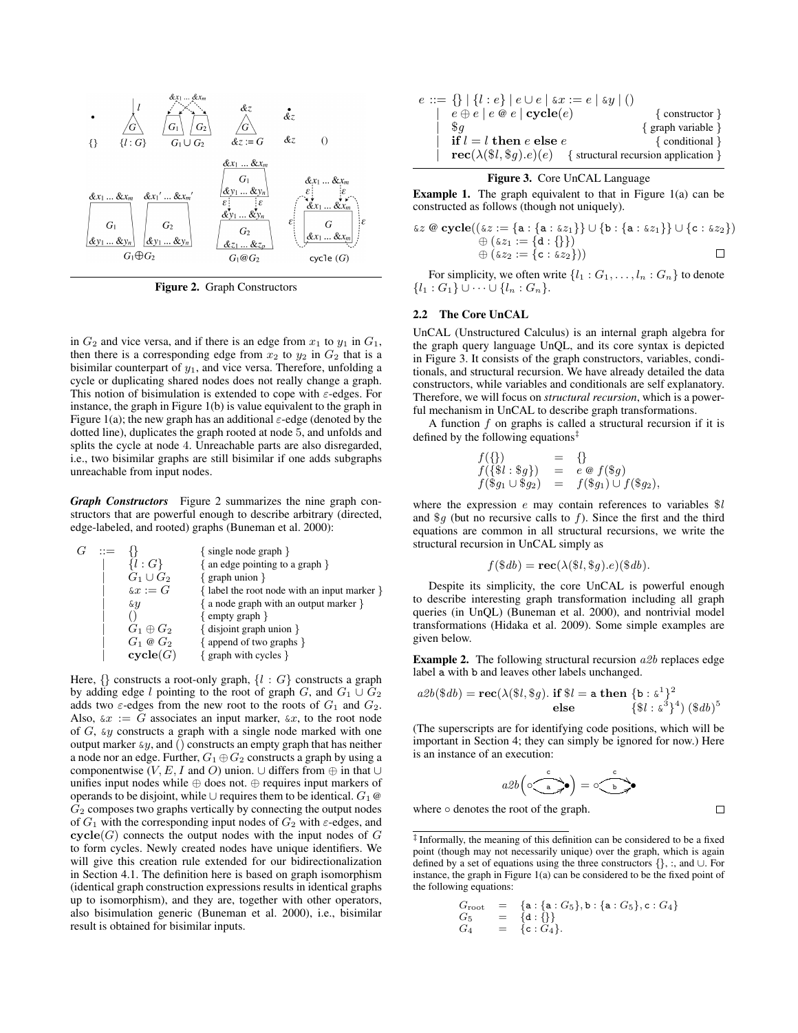Figure 2. Graph Constructors

in $G_2$ and vice versa, and if there is an edge from $x_1$ to $y_1$ in $G_1$, then there is a corresponding edge from $x_2$ to $y_2$ in $G_2$ that is a bisimilar counterpart of $y_1$, and vice versa. Therefore, unfolding a cycle or duplicating shared nodes does not really change a graph. This notion of bisimulation is extended to cope with $\varepsilon$-edges. For instance, the graph in Figure 1(b) is value equivalent to the graph in Figure 1(a); the new graph has an additional $\varepsilon$-edge (denoted by the dotted line), duplicates the graph rooted at node 5, and unfolds and splits the cycle at node 4. Unreachable parts are also disregarded, i.e., two bisimilar graphs are still bisimilar if one adds subgraphs unreachable from input nodes.

***Graph Constructors*** Figure 2 summarizes the nine graph constructors that are powerful enough to describe arbitrary (directed, edge-labeled, and rooted) graphs (Buneman et al. 2000):

$$
\begin{array}{rcll}
G & ::= & \{\} & \{\text{ single node graph }\} \\
& | & \{l : G\} & \{\text{ an edge pointing to a graph }\} \\
& | & G_1 \cup G_2 & \{\text{ graph union }\} \\
& | & \&x := G & \{\text{ label the root node with an input marker }\} \\
& | & \&y & \{\text{ a node graph with an output marker }\} \\
& | & () & \{\text{ empty graph }\} \\
& | & G_1 \oplus G_2 & \{\text{ disjoint graph union }\} \\
& | & G_1 \mathbin{@} G_2 & \{\text{ append of two graphs }\} \\
& | & \mathbf{cycle}(G) & \{\text{ graph with cycles }\}
\end{array}
$$

Here, $\{\}$ constructs a root-only graph, $\{l : G\}$ constructs a graph by adding edge $l$ pointing to the root of graph $G$, and $G_1 \cup G_2$ adds two $\varepsilon$-edges from the new root to the roots of $G_1$ and $G_2$. Also, $\&x := G$ associates an input marker, $\&x$, to the root node of $G$, $\&y$ constructs a graph with a single node marked with one output marker $\&y$, and $()$ constructs an empty graph that has neither a node nor an edge. Further, $G_1 \oplus G_2$ constructs a graph by using a componentwise ($V, E, I$ and $O$) union. $\cup$ differs from $\oplus$ in that $\cup$ unifies input nodes while $\oplus$ does not. $\oplus$ requires input markers of operands to be disjoint, while $\cup$ requires them to be identical. $G_1 \mathbin{@} G_2$ composes two graphs vertically by connecting the output nodes of $G_1$ with the corresponding input nodes of $G_2$ with $\varepsilon$-edges, and $\mathbf{cycle}(G)$ connects the output nodes with the input nodes of $G$ to form cycles. Newly created nodes have unique identifiers. We will give this creation rule extended for our bidirectionalization in Section 4.1. The definition here is based on graph isomorphism (identical graph construction expressions results in identical graphs up to isomorphism), and they are, together with other operators, also bisimulation generic (Buneman et al. 2000), i.e., bisimilar result is obtained for bisimilar inputs.

$$
\begin{array}{rcll}
e & ::= & \{\} \mid \{l : e\} \mid e \cup e \mid \&x := e \mid \&y \mid () & \\
& | & e \oplus e \mid e \mathbin{@} e \mid \mathbf{cycle}(e) & \{\text{ constructor }\} \\
& | & \$g & \{\text{ graph variable }\} \\
& | & \mathbf{if}\ l = l\ \mathbf{then}\ e\ \mathbf{else}\ e & \{\text{ conditional }\} \\
& | & \mathbf{rec}(\lambda(\$l, \$g).e)(e) & \{\text{ structural recursion application }\}
\end{array}
$$

Figure 3. Core UnCAL Language

**Example 1.** The graph equivalent to that in Figure 1(a) can be constructed as follows (though not uniquely).

$$
\begin{array}{l}
\&z \mathbin{@} \mathbf{cycle}((\&z := \{\mathtt{a} : \{\mathtt{a} : \&z_1\}\} \cup \{\mathtt{b} : \{\mathtt{a} : \&z_1\}\} \cup \{\mathtt{c} : \&z_2\}) \\
\qquad \oplus (\&z_1 := \{\mathtt{d} : \{\}\}) \\
\qquad \oplus (\&z_2 := \{\mathtt{c} : \&z_2\}))
\end{array}
$$

□

For simplicity, we often write $\{l_1 : G_1, \ldots, l_n : G_n\}$ to denote $\{l_1 : G_1\} \cup \cdots \cup \{l_n : G_n\}$.

## 2.2 The Core UnCAL

UnCAL (Unstructured Calculus) is an internal graph algebra for the graph query language UnQL, and its core syntax is depicted in Figure 3. It consists of the graph constructors, variables, conditionals, and structural recursion. We have already detailed the data constructors, while variables and conditionals are self explanatory. Therefore, we will focus on *structural recursion*, which is a powerful mechanism in UnCAL to describe graph transformations.

A function $f$ on graphs is called a structural recursion if it is defined by the following equations[‡]

$$
\begin{array}{rcl}
f(\{\}) & = & \{\} \\
f(\{\$l : \$g\}) & = & e \mathbin{@} f(\$g) \\
f(\$g_1 \cup \$g_2) & = & f(\$g_1) \cup f(\$g_2),
\end{array}
$$

where the expression $e$ may contain references to variables $\$l$ and $\$g$ (but no recursive calls to $f$). Since the first and the third equations are common in all structural recursions, we write the structural recursion in UnCAL simply as

$$
f(\$db) = \mathbf{rec}(\lambda(\$l, \$g).e)(\$db).
$$

Despite its simplicity, the core UnCAL is powerful enough to describe interesting graph transformation including all graph queries (in UnQL) (Buneman et al. 2000), and nontrivial model transformations (Hidaka et al. 2009). Some simple examples are given below.

**Example 2.** The following structural recursion $a2b$ replaces edge label a with b and leaves other labels unchanged.

$$
\begin{array}{l}
a2b(\$db) = \mathbf{rec}(\lambda(\$l, \$g).\ \mathbf{if}\ \$l = \mathtt{a}\ \mathbf{then}\ \{\mathtt{b} : \&^1\}^2 \\
\qquad\qquad\qquad\qquad\qquad\quad\ \mathbf{else} \qquad\quad \{\$l : \&^3\}^4)\ (\$db)^5
\end{array}
$$

(The superscripts are for identifying code positions, which will be important in Section 4; they can simply be ignored for now.) Here is an instance of an execution:

$$
a2b\left(\circ \overset{\mathtt{c}}{\underset{\mathtt{a}}{\rightleftarrows}} \bullet\right) = \circ \overset{\mathtt{c}}{\underset{\mathtt{b}}{\rightleftarrows}} \bullet
$$

where $\circ$ denotes the root of the graph.

□

[‡] Informally, the meaning of this definition can be considered to be a fixed point (though may not necessarily unique) over the graph, which is again defined by a set of equations using the three constructors $\{\}$, :, and $\cup$. For instance, the graph in Figure 1(a) can be considered to be the fixed point of the following equations:

$$
\begin{array}{rcl}
G_{\text{root}} & = & \{\mathtt{a} : \{\mathtt{a} : G_5\}, \mathtt{b} : \{\mathtt{a} : G_5\}, \mathtt{c} : G_4\} \\
G_5 & = & \{\mathtt{d} : \{\}\} \\
G_4 & = & \{\mathtt{c} : G_4\}.
\end{array}
$$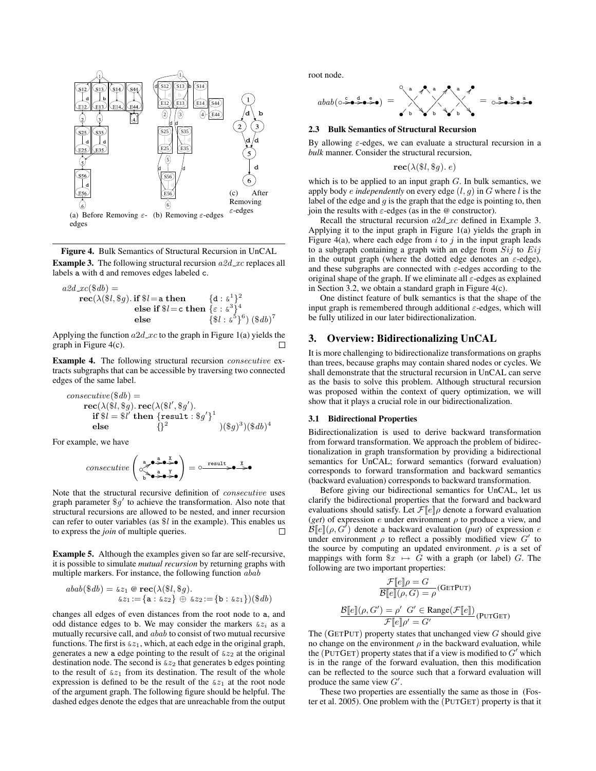(a) Before Removing $\varepsilon$-edges (b) Removing $\varepsilon$-edges (c) After Removing $\varepsilon$-edges

**Figure 4.** Bulk Semantics of Structural Recursion in UnCAL

**Example 3.** The following structural recursion $a2d\_xc$ replaces all labels a with d and removes edges labeled c.

$$
\begin{array}{l}
a2d\_xc(\$db) = \\
\quad \mathbf{rec}(\lambda(\$l, \$g).\ \mathbf{if}\ \$l = \mathtt{a}\ \mathbf{then}\ \ \{\mathtt{d} : \&^1\}^2 \\
\quad \qquad\qquad\qquad\ \mathbf{else\ if}\ \$l = \mathtt{c}\ \mathbf{then}\ \{\varepsilon : \&^3\}^4 \\
\quad \qquad\qquad\qquad\ \mathbf{else}\ \qquad\qquad \{\$l : \&^5\}^6)\ (\$db)^7
\end{array}
$$

Applying the function $a2d\_xc$ to the graph in Figure 1(a) yields the graph in Figure 4(c). □

**Example 4.** The following structural recursion *consecutive* extracts subgraphs that can be accessible by traversing two connected edges of the same label.

$$
\begin{array}{l}
consecutive(\$db) = \\
\quad \mathbf{rec}(\lambda(\$l, \$g).\ \mathbf{rec}(\lambda(\$l', \$g'). \\
\quad\quad \mathbf{if}\ \$l = \$l'\ \mathbf{then}\ \{\mathtt{result} : \$g'\}^1 \\
\quad\quad \mathbf{else}\ \qquad\qquad \{\}^2 \qquad\qquad )(\$g)^3)(\$db)^4
\end{array}
$$

For example, we have

$$
consecutive\left( \text{graph with edges } \mathtt{a}\to\mathtt{a}\to\mathtt{X},\ \mathtt{b}\to\mathtt{a}\to\mathtt{Y} \right) = \circ \xrightarrow{\mathtt{result}} \bullet \xrightarrow{\mathtt{X}} \bullet
$$

Note that the structural recursive definition of *consecutive* uses graph parameter $\$g'$ to achieve the transformation. Also note that structural recursions are allowed to be nested, and inner recursion can refer to outer variables (as $\$l$ in the example). This enables us to express the *join* of multiple queries. □

**Example 5.** Although the examples given so far are self-recursive, it is possible to simulate *mutual recursion* by returning graphs with multiple markers. For instance, the following function *abab*

$$
\begin{array}{l}
abab(\$db) = \&z_1\ @\ \mathbf{rec}(\lambda(\$l, \$g). \\
\qquad\qquad \&z_1 := \{\mathtt{a} : \&z_2\}\ \oplus\ \&z_2 := \{\mathtt{b} : \&z_1\})(\$db)
\end{array}
$$

changes all edges of even distances from the root node to a, and odd distance edges to b. We may consider the markers $\&z_i$ as a mutually recursive call, and *abab* to consist of two mutual recursive functions. The first is $\&z_1$, which, at each edge in the original graph, generates a new a edge pointing to the result of $\&z_2$ at the original destination node. The second is $\&z_2$ that generates b edges pointing to the result of $\&z_1$ from its destination. The result of the whole expression is defined to be the result of the $\&z_1$ at the root node of the argument graph. The following figure should be helpful. The dashed edges denote the edges that are unreachable from the output root node.

$$
abab(\circ \xrightarrow{\mathtt{c}} \bullet \xrightarrow{\mathtt{d}} \bullet \xrightarrow{\mathtt{e}} \bullet) = \cdots = \circ \xrightarrow{\mathtt{a}} \bullet \xrightarrow{\mathtt{b}} \bullet \xrightarrow{\mathtt{a}} \bullet
$$

### 2.3 Bulk Semantics of Structural Recursion

By allowing $\varepsilon$-edges, we can evaluate a structural recursion in a *bulk* manner. Consider the structural recursion,

$$\mathbf{rec}(\lambda(\$l, \$g).\ e)$$

which is to be applied to an input graph $G$. In bulk semantics, we apply body $e$ *independently* on every edge $(l, g)$ in $G$ where $l$ is the label of the edge and $g$ is the graph that the edge is pointing to, then join the results with $\varepsilon$-edges (as in the @ constructor).

Recall the structural recursion $a2d\_xc$ defined in Example 3. Applying it to the input graph in Figure 1(a) yields the graph in Figure 4(a), where each edge from $i$ to $j$ in the input graph leads to a subgraph containing a graph with an edge from $Sij$ to $Eij$ in the output graph (where the dotted edge denotes an $\varepsilon$-edge), and these subgraphs are connected with $\varepsilon$-edges according to the original shape of the graph. If we eliminate all $\varepsilon$-edges as explained in Section 3.2, we obtain a standard graph in Figure 4(c).

One distinct feature of bulk semantics is that the shape of the input graph is remembered through additional $\varepsilon$-edges, which will be fully utilized in our later bidirectionalization.

## 3. Overview: Bidirectionalizing UnCAL

It is more challenging to bidirectionalize transformations on graphs than trees, because graphs may contain shared nodes or cycles. We shall demonstrate that the structural recursion in UnCAL can serve as the basis to solve this problem. Although structural recursion was proposed within the context of query optimization, we will show that it plays a crucial role in our bidirectionalization.

### 3.1 Bidirectional Properties

Bidirectionalization is used to derive backward transformation from forward transformation. We approach the problem of bidirectionalization in graph transformation by providing a bidirectional semantics for UnCAL; forward semantics (forward evaluation) corresponds to forward transformation and backward semantics (backward evaluation) corresponds to backward transformation.

Before giving our bidirectional semantics for UnCAL, let us clarify the bidirectional properties that the forward and backward evaluations should satisfy. Let $\mathcal{F}[\![e]\!]\rho$ denote a forward evaluation (*get*) of expression $e$ under environment $\rho$ to produce a view, and $\mathcal{B}[\![e]\!](\rho, G')$ denote a backward evaluation (*put*) of expression $e$ under environment $\rho$ to reflect a possibly modified view $G'$ to the source by computing an updated environment. $\rho$ is a set of mappings with form $\$x \mapsto G$ with a graph (or label) $G$. The following are two important properties:

$$
\frac{\mathcal{F}[\![e]\!]\rho = G}{\mathcal{B}[\![e]\!](\rho, G) = \rho}\text{(GETPUT)}
$$

$$
\frac{\mathcal{B}[\![e]\!](\rho, G') = \rho' \quad G' \in \text{Range}(\mathcal{F}[\![e]\!])}{\mathcal{F}[\![e]\!]\rho' = G'}\text{(PUTGET)}
$$

The (GETPUT) property states that unchanged view $G$ should give no change on the environment $\rho$ in the backward evaluation, while the (PUTGET) property states that if a view is modified to $G'$ which is in the range of the forward evaluation, then this modification can be reflected to the source such that a forward evaluation will produce the same view $G'$.

These two properties are essentially the same as those in (Foster et al. 2005). One problem with the (PUTGET) property is that it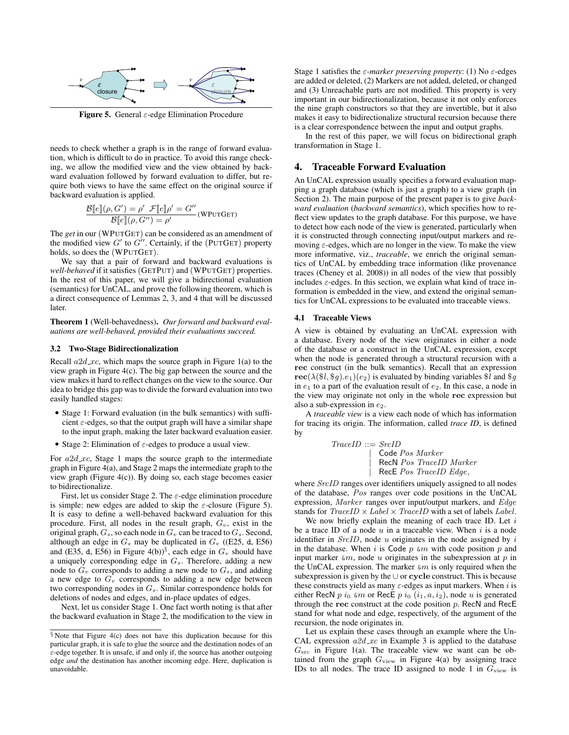**Figure 5.** General $\varepsilon$-edge Elimination Procedure

needs to check whether a graph is in the range of forward evaluation, which is difficult to do in practice. To avoid this range checking, we allow the modified view and the view obtained by backward evaluation followed by forward evaluation to differ, but require both views to have the same effect on the original source if backward evaluation is applied.

$$\frac{\mathcal{B}[\![e]\!](\rho, G') = \rho' \quad \mathcal{F}[\![e]\!]\rho' = G''}{\mathcal{B}[\![e]\!](\rho, G'') = \rho'} \text{(WPUTGET)}$$

The *get* in our (WPUTGET) can be considered as an amendment of the modified view $G'$ to $G''$. Certainly, if the (PUTGET) property holds, so does the (WPUTGET).

We say that a pair of forward and backward evaluations is *well-behaved* if it satisfies (GETPUT) and (WPUTGET) properties. In the rest of this paper, we will give a bidirectional evaluation (semantics) for UnCAL, and prove the following theorem, which is a direct consequence of Lemmas 2, 3, and 4 that will be discussed later.

**Theorem 1** (Well-behavedness). *Our forward and backward evaluations are well-behaved, provided their evaluations succeed.*

### 3.2 Two-Stage Bidirectionalization

Recall $a2d\_xc$, which maps the source graph in Figure 1(a) to the view graph in Figure 4(c). The big gap between the source and the view makes it hard to reflect changes on the view to the source. Our idea to bridge this gap was to divide the forward evaluation into two easily handled stages:

- Stage 1: Forward evaluation (in the bulk semantics) with sufficient $\varepsilon$-edges, so that the output graph will have a similar shape to the input graph, making the later backward evaluation easier.
- Stage 2: Elimination of $\varepsilon$-edges to produce a usual view.

For $a2d\_xc$, Stage 1 maps the source graph to the intermediate graph in Figure 4(a), and Stage 2 maps the intermediate graph to the view graph (Figure 4(c)). By doing so, each stage becomes easier to bidirectionalize.

First, let us consider Stage 2. The $\varepsilon$-edge elimination procedure is simple: new edges are added to skip the $\varepsilon$-closure (Figure 5). It is easy to define a well-behaved backward evaluation for this procedure. First, all nodes in the result graph, $G_v$, exist in the original graph, $G_s$, so each node in $G_v$ can be traced to $G_s$. Second, although an edge in $G_s$ may be duplicated in $G_v$ ((E25, d, E56) and (E35, d, E56) in Figure 4(b))[§], each edge in $G_v$ should have a uniquely corresponding edge in $G_s$. Therefore, adding a new node to $G_v$ corresponds to adding a new node to $G_s$, and adding a new edge to $G_v$ corresponds to adding a new edge between two corresponding nodes in $G_s$. Similar correspondence holds for deletions of nodes and edges, and in-place updates of edges.

Next, let us consider Stage 1. One fact worth noting is that after the backward evaluation in Stage 2, the modification to the view in Stage 1 satisfies the *$\varepsilon$-marker preserving property*: (1) No $\varepsilon$-edges are added or deleted, (2) Markers are not added, deleted, or changed and (3) Unreachable parts are not modified. This property is very important in our bidirectionalization, because it not only enforces the nine graph constructors so that they are invertible, but it also makes it easy to bidirectionalize structural recursion because there is a clear correspondence between the input and output graphs.

In the rest of this paper, we will focus on bidirectional graph transformation in Stage 1.

[§] Note that Figure 4(c) does not have this duplication because for this particular graph, it is safe to glue the source and the destination nodes of an $\varepsilon$-edge together. It is unsafe, if and only if, the source has another outgoing edge *and* the destination has another incoming edge. Here, duplication is unavoidable.

## 4. Traceable Forward Evaluation

An UnCAL expression usually specifies a forward evaluation mapping a graph database (which is just a graph) to a view graph (in Section 2). The main purpose of the present paper is to give *backward evaluation* (*backward semantics*), which specifies how to reflect view updates to the graph database. For this purpose, we have to detect how each node of the view is generated, particularly when it is constructed through connecting input/output markers and removing $\varepsilon$-edges, which are no longer in the view. To make the view more informative, viz., *traceable*, we enrich the original semantics of UnCAL by embedding trace information (like provenance traces (Cheney et al. 2008)) in all nodes of the view that possibly includes $\varepsilon$-edges. In this section, we explain what kind of trace information is embedded in the view, and extend the original semantics for UnCAL expressions to be evaluated into traceable views.

### 4.1 Traceable Views

A view is obtained by evaluating an UnCAL expression with a database. Every node of the view originates in either a node of the database or a construct in the UnCAL expression, except when the node is generated through a structural recursion with a **rec** construct (in the bulk semantics). Recall that an expression $\mathbf{rec}(\lambda(\$l, \$g).e_1)(e_2)$ is evaluated by binding variables $\$l$ and $\$g$ in $e_1$ to a part of the evaluation result of $e_2$. In this case, a node in the view may originate not only in the whole **rec** expression but also a sub-expression in $e_2$.

A *traceable view* is a view each node of which has information for tracing its origin. The information, called *trace ID*, is defined by

$$\begin{array}{rcl} \mathit{TraceID} & ::= & \mathit{SrcID} \\ & | & \mathsf{Code}\ \mathit{Pos}\ \mathit{Marker} \\ & | & \mathsf{RecN}\ \mathit{Pos}\ \mathit{TraceID}\ \mathit{Marker} \\ & | & \mathsf{RecE}\ \mathit{Pos}\ \mathit{TraceID}\ \mathit{Edge}, \end{array}$$

where $\mathit{SrcID}$ ranges over identifiers uniquely assigned to all nodes of the database, $\mathit{Pos}$ ranges over code positions in the UnCAL expression, $\mathit{Marker}$ ranges over input/output markers, and $\mathit{Edge}$ stands for $\mathit{TraceID} \times \mathit{Label} \times \mathit{TraceID}$ with a set of labels $\mathit{Label}$.

We now briefly explain the meaning of each trace ID. Let $i$ be a trace ID of a node $u$ in a traceable view. When $i$ is a node identifier in $\mathit{SrcID}$, node $u$ originates in the node assigned by $i$ in the database. When $i$ is $\mathsf{Code}\ p\ \&m$ with code position $p$ and input marker $\&m$, node $u$ originates in the subexpression at $p$ in the UnCAL expression. The marker $\&m$ is only required when the subexpression is given by the $\cup$ or **cycle** construct. This is because these constructs yield as many $\varepsilon$-edges as input markers. When $i$ is either $\mathsf{RecN}\ p\ i_0\ \&m$ or $\mathsf{RecE}\ p\ i_0\ (i_1, a, i_2)$, node $u$ is generated through the **rec** construct at the code position $p$. $\mathsf{RecN}$ and $\mathsf{RecE}$ stand for what node and edge, respectively, of the argument of the recursion, the node originates in.

Let us explain these cases through an example where the UnCAL expression $a2d\_xc$ in Example 3 is applied to the database $G_{\mathrm{src}}$ in Figure 1(a). The traceable view we want can be obtained from the graph $G_{\mathrm{view}}$ in Figure 4(a) by assigning trace IDs to all nodes. The trace ID assigned to node 1 in $G_{\mathrm{view}}$ is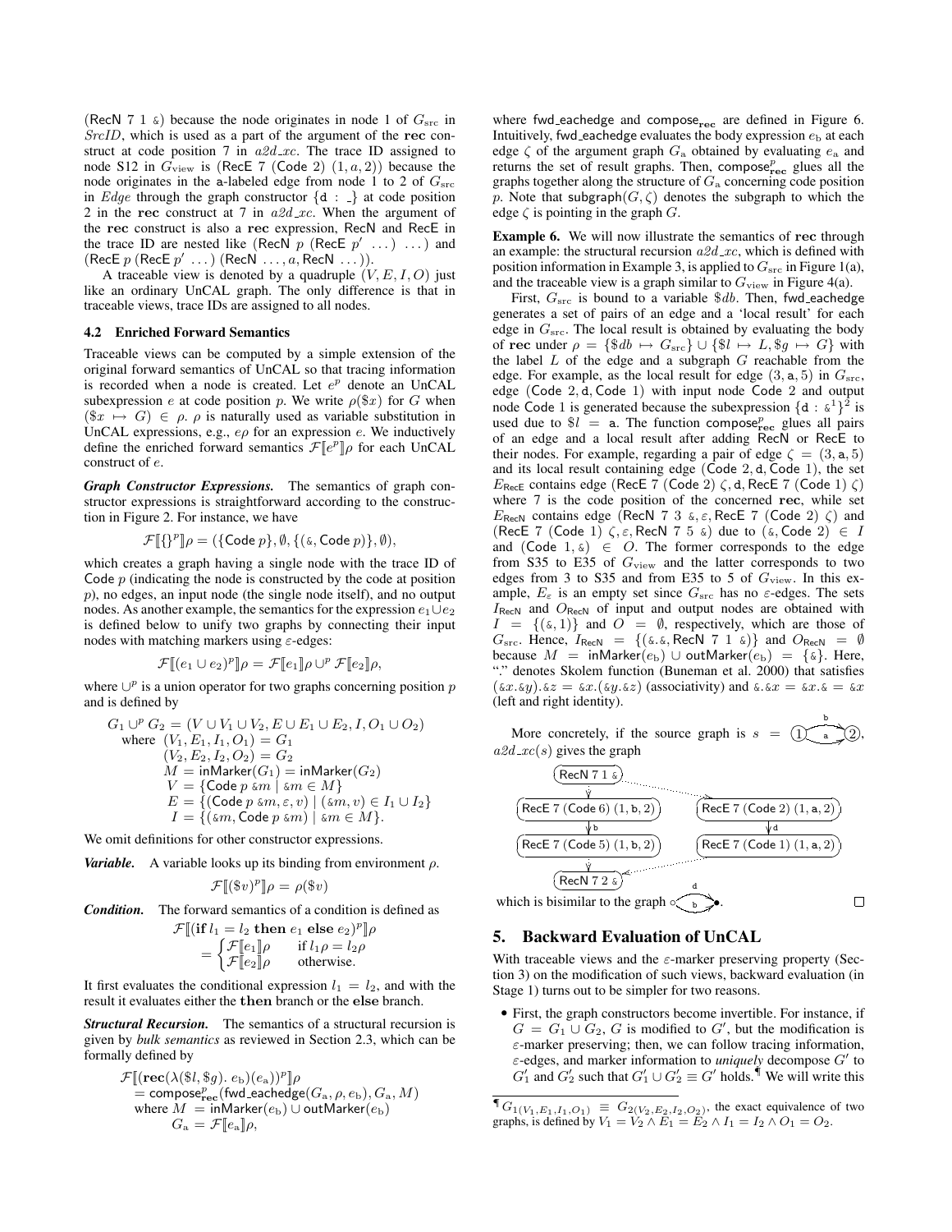(RecN 7 1 &) because the node originates in node 1 of $G_{\rm src}$ in *SrcID*, which is used as a part of the argument of the **rec** construct at code position 7 in *a2d_xc*. The trace ID assigned to node S12 in $G_{\rm view}$ is (RecE 7 (Code 2) $(1, a, 2)$) because the node originates in the a-labeled edge from node 1 to 2 of $G_{\rm src}$ in *Edge* through the graph constructor {d : _} at code position 2 in the **rec** construct at 7 in *a2d_xc*. When the argument of the **rec** construct is also a **rec** expression, RecN and RecE in the trace ID are nested like (RecN $p$ (RecE $p'$ ...) ...) and (RecE $p$ (RecE $p'$ ...) (RecN ..., $a$, RecN ...)).

A traceable view is denoted by a quadruple $(V, E, I, O)$ just like an ordinary UnCAL graph. The only difference is that in traceable views, trace IDs are assigned to all nodes.

### 4.2 Enriched Forward Semantics

Traceable views can be computed by a simple extension of the original forward semantics of UnCAL so that tracing information is recorded when a node is created. Let $e^p$ denote an UnCAL subexpression $e$ at code position $p$. We write $\rho(\$x)$ for $G$ when $(\$x \mapsto G) \in \rho$. $\rho$ is naturally used as variable substitution in UnCAL expressions, e.g., $e\rho$ for an expression $e$. We inductively define the enriched forward semantics $\mathcal{F}[\![e^p]\!]\rho$ for each UnCAL construct of $e$.

***Graph Constructor Expressions.*** The semantics of graph constructor expressions is straightforward according to the construction in Figure 2. For instance, we have

$$\mathcal{F}[\![\{\}^p]\!]\rho = (\{\mathsf{Code}\ p\}, \emptyset, \{(\&, \mathsf{Code}\ p)\}, \emptyset),$$

which creates a graph having a single node with the trace ID of Code $p$ (indicating the node is constructed by the code at position $p$), no edges, an input node (the single node itself), and no output nodes. As another example, the semantics for the expression $e_1 \cup e_2$ is defined below to unify two graphs by connecting their input nodes with matching markers using $\varepsilon$-edges:

$$\mathcal{F}[\![(e_1 \cup e_2)^p]\!]\rho = \mathcal{F}[\![e_1]\!]\rho \cup^p \mathcal{F}[\![e_2]\!]\rho,$$

where $\cup^p$ is a union operator for two graphs concerning position $p$ and is defined by

$$\begin{aligned}
G_1 \cup^p G_2 = {} & (V \cup V_1 \cup V_2, E \cup E_1 \cup E_2, I, O_1 \cup O_2) \\
\text{where } & (V_1, E_1, I_1, O_1) = G_1 \\
& (V_2, E_2, I_2, O_2) = G_2 \\
& M = \mathsf{inMarker}(G_1) = \mathsf{inMarker}(G_2) \\
& V = \{\mathsf{Code}\ p\ \&m \mid \&m \in M\} \\
& E = \{(\mathsf{Code}\ p\ \&m, \varepsilon, v) \mid (\&m, v) \in I_1 \cup I_2\} \\
& I = \{(\&m, \mathsf{Code}\ p\ \&m) \mid \&m \in M\}.
\end{aligned}$$

We omit definitions for other constructor expressions.

***Variable.*** A variable looks up its binding from environment $\rho$.

$$\mathcal{F}[\![(\$v)^p]\!]\rho = \rho(\$v)$$

***Condition.*** The forward semantics of a condition is defined as

$$\mathcal{F}[\![(\textbf{if } l_1 = l_2 \textbf{ then } e_1 \textbf{ else } e_2)^p]\!]\rho = \begin{cases} \mathcal{F}[\![e_1]\!]\rho & \text{if } l_1\rho = l_2\rho \\ \mathcal{F}[\![e_2]\!]\rho & \text{otherwise.} \end{cases}$$

It first evaluates the conditional expression $l_1 = l_2$, and with the result it evaluates either the **then** branch or the **else** branch.

***Structural Recursion.*** The semantics of a structural recursion is given by *bulk semantics* as reviewed in Section 2.3, which can be formally defined by

$$\begin{aligned}
& \mathcal{F}[\![(\textbf{rec}(\lambda(\$l, \$g).\ e_{\rm b})(e_{\rm a}))^p]\!]\rho \\
& = \mathsf{compose}^p_{\textbf{rec}}(\mathsf{fwd\_eachedge}(G_{\rm a}, \rho, e_{\rm b}), G_{\rm a}, M) \\
& \text{where } M = \mathsf{inMarker}(e_{\rm b}) \cup \mathsf{outMarker}(e_{\rm b}) \\
& \qquad G_{\rm a} = \mathcal{F}[\![e_{\rm a}]\!]\rho,
\end{aligned}$$

where fwd_eachedge and $\mathsf{compose}_{\textbf{rec}}$ are defined in Figure 6. Intuitively, fwd_eachedge evaluates the body expression $e_{\rm b}$ at each edge $\zeta$ of the argument graph $G_{\rm a}$ obtained by evaluating $e_{\rm a}$ and returns the set of result graphs. Then, $\mathsf{compose}^p_{\textbf{rec}}$ glues all the graphs together along the structure of $G_{\rm a}$ concerning code position $p$. Note that subgraph$(G, \zeta)$ denotes the subgraph to which the edge $\zeta$ is pointing in the graph $G$.

**Example 6.** We will now illustrate the semantics of **rec** through an example: the structural recursion *a2d_xc*, which is defined with position information in Example 3, is applied to $G_{\rm src}$ in Figure 1(a), and the traceable view is a graph similar to $G_{\rm view}$ in Figure 4(a).

First, $G_{\rm src}$ is bound to a variable $\$db$. Then, fwd_eachedge generates a set of pairs of an edge and a 'local result' for each edge in $G_{\rm src}$. The local result is obtained by evaluating the body of **rec** under $\rho = \{\$db \mapsto G_{\rm src}\} \cup \{\$l \mapsto L, \$g \mapsto G\}$ with the label $L$ of the edge and a subgraph $G$ reachable from the edge. For example, as the local result for edge $(3, \mathsf{a}, 5)$ in $G_{\rm src}$, edge (Code 2, d, Code 1) with input node Code 2 and output node Code 1 is generated because the subexpression $\{\mathsf{d} : \&^1\}^2$ is used due to $\$l = \mathsf{a}$. The function $\mathsf{compose}^p_{\textbf{rec}}$ glues all pairs of an edge and a local result after adding RecN or RecE to their nodes. For example, regarding a pair of edge $\zeta = (3, \mathsf{a}, 5)$ and its local result containing edge (Code 2, d, Code 1), the set $E_{\mathsf{RecE}}$ contains edge (RecE 7 (Code 2) $\zeta$, d, RecE 7 (Code 1) $\zeta$) where 7 is the code position of the concerned **rec**, while set $E_{\mathsf{RecN}}$ contains edge (RecN 7 3 &, $\varepsilon$, RecE 7 (Code 2) $\zeta$) and (RecE 7 (Code 1) $\zeta$, $\varepsilon$, RecN 7 5 &) due to $(\&, \mathsf{Code}\ 2) \in I$ and $(\mathsf{Code}\ 1, \&) \in O$. The former corresponds to the edge from S35 to E35 of $G_{\rm view}$ and the latter corresponds to two edges from 3 to S35 and from E35 to 5 of $G_{\rm view}$. In this example, $E_\varepsilon$ is an empty set since $G_{\rm src}$ has no $\varepsilon$-edges. The sets $I_{\mathsf{RecN}}$ and $O_{\mathsf{RecN}}$ of input and output nodes are obtained with $I = \{(\&, 1)\}$ and $O = \emptyset$, respectively, which are those of $G_{\rm src}$. Hence, $I_{\mathsf{RecN}} = \{(\&.\&, \mathsf{RecN}\ 7\ 1\ \&)\}$ and $O_{\mathsf{RecN}} = \emptyset$ because $M = \mathsf{inMarker}(e_{\rm b}) \cup \mathsf{outMarker}(e_{\rm b}) = \{\&\}$. Here, "." denotes Skolem function (Buneman et al. 2000) that satisfies $(\&x.\&y).\&z = \&x.(\&y.\&z)$ (associativity) and $\&.\&x = \&x.\& = \&x$ (left and right identity).

More concretely, if the source graph is $s$ = (1) with edges a and b to (2), *a2d_xc*$(s)$ gives the graph with nodes (RecN 7 1 &), (RecE 7 (Code 6) (1, b, 2)), (RecE 7 (Code 5) (1, b, 2)), (RecE 7 (Code 2) (1, a, 2)), (RecE 7 (Code 1) (1, a, 2)), (RecN 7 2 &), with edges labeled b and d, which is bisimilar to the graph ∘ with edges d and b to •. □

## 5. Backward Evaluation of UnCAL

With traceable views and the $\varepsilon$-marker preserving property (Section 3) on the modification of such views, backward evaluation (in Stage 1) turns out to be simpler for two reasons.

- First, the graph constructors become invertible. For instance, if $G = G_1 \cup G_2$, $G$ is modified to $G'$, but the modification is $\varepsilon$-marker preserving; then, we can follow tracing information, $\varepsilon$-edges, and marker information to *uniquely* decompose $G'$ to $G'_1$ and $G'_2$ such that $G'_1 \cup G'_2 \equiv G'$ holds.[¶] We will write this

[¶] $G_{1(V_1,E_1,I_1,O_1)} \equiv G_{2(V_2,E_2,I_2,O_2)}$, the exact equivalence of two graphs, is defined by $V_1 = V_2 \wedge E_1 = E_2 \wedge I_1 = I_2 \wedge O_1 = O_2$.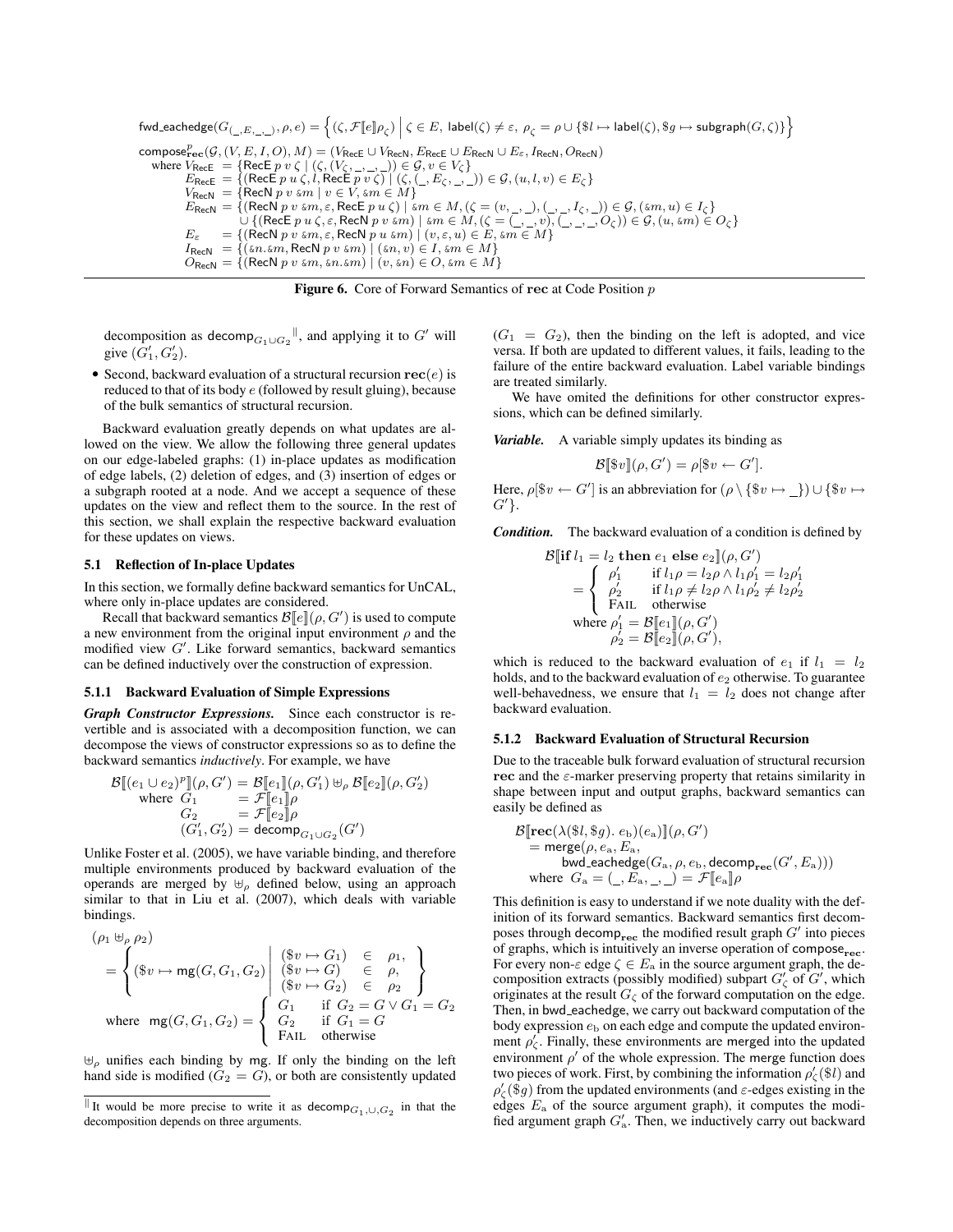$$\mathsf{fwd\_eachedge}(G_{(\_,E,\_,\_)}, \rho, e) = \left\{ (\zeta, \mathcal{F}[\![e]\!]\rho_\zeta) \;\middle|\; \zeta \in E,\ \mathsf{label}(\zeta) \neq \varepsilon,\ \rho_\zeta = \rho \cup \{\$l \mapsto \mathsf{label}(\zeta), \$g \mapsto \mathsf{subgraph}(G,\zeta)\} \right\}$$

$$
\begin{array}{l}
\mathsf{compose}^p_{\mathbf{rec}}(\mathcal{G}, (V,E,I,O), M) = (V_{\mathsf{RecE}} \cup V_{\mathsf{RecN}}, E_{\mathsf{RecE}} \cup E_{\mathsf{RecN}} \cup E_\varepsilon, I_{\mathsf{RecN}}, O_{\mathsf{RecN}}) \\
\quad \text{where } V_{\mathsf{RecE}} = \{\mathsf{RecE}\ p\ v\ \zeta \mid (\zeta, (V_\zeta, \_, \_, \_)) \in \mathcal{G}, v \in V_\zeta\} \\
\quad\quad E_{\mathsf{RecE}} = \{(\mathsf{RecE}\ p\ u\ \zeta, l, \mathsf{RecE}\ p\ v\ \zeta) \mid (\zeta, (\_, E_\zeta, \_, \_)) \in \mathcal{G}, (u,l,v) \in E_\zeta\} \\
\quad\quad V_{\mathsf{RecN}} = \{\mathsf{RecN}\ p\ v\ \&m \mid v \in V, \&m \in M\} \\
\quad\quad E_{\mathsf{RecN}} = \{(\mathsf{RecN}\ p\ v\ \&m, \varepsilon, \mathsf{RecE}\ p\ u\ \zeta) \mid \&m \in M, (\zeta = (v,\_,\_), (\_,\_,I_\zeta,\_)) \in \mathcal{G}, (\&m, u) \in I_\zeta\} \\
\quad\quad\quad\quad \cup \{(\mathsf{RecE}\ p\ u\ \zeta, \varepsilon, \mathsf{RecN}\ p\ v\ \&m) \mid \&m \in M, (\zeta = (\_,\_,v), (\_,\_,\_,O_\zeta)) \in \mathcal{G}, (u, \&m) \in O_\zeta\} \\
\quad\quad E_\varepsilon = \{(\mathsf{RecN}\ p\ v\ \&m, \varepsilon, \mathsf{RecN}\ p\ u\ \&m) \mid (v,\varepsilon,u) \in E, \&m \in M\} \\
\quad\quad I_{\mathsf{RecN}} = \{(\&n.\&m, \mathsf{RecN}\ p\ v\ \&m) \mid (\&n, v) \in I, \&m \in M\} \\
\quad\quad O_{\mathsf{RecN}} = \{(\mathsf{RecN}\ p\ v\ \&m, \&n.\&m) \mid (v, \&n) \in O, \&m \in M\}
\end{array}
$$

**Figure 6.** Core of Forward Semantics of $\mathbf{rec}$ at Code Position $p$

decomposition as $\mathsf{decomp}_{G_1 \cup G_2}$[‖], and applying it to $G'$ will give $(G'_1, G'_2)$.

- Second, backward evaluation of a structural recursion $\mathbf{rec}(e)$ is reduced to that of its body $e$ (followed by result gluing), because of the bulk semantics of structural recursion.

Backward evaluation greatly depends on what updates are allowed on the view. We allow the following three general updates on our edge-labeled graphs: (1) in-place updates as modification of edge labels, (2) deletion of edges, and (3) insertion of edges or a subgraph rooted at a node. And we accept a sequence of these updates on the view and reflect them to the source. In the rest of this section, we shall explain the respective backward evaluation for these updates on views.

### 5.1 Reflection of In-place Updates

In this section, we formally define backward semantics for UnCAL, where only in-place updates are considered.

Recall that backward semantics $\mathcal{B}[\![e]\!](\rho, G')$ is used to compute a new environment from the original input environment $\rho$ and the modified view $G'$. Like forward semantics, backward semantics can be defined inductively over the construction of expression.

#### 5.1.1 Backward Evaluation of Simple Expressions

***Graph Constructor Expressions.*** Since each constructor is revertible and is associated with a decomposition function, we can decompose the views of constructor expressions so as to define the backward semantics *inductively*. For example, we have

$$
\begin{array}{l}
\mathcal{B}[\![(e_1 \cup e_2)^p]\!](\rho, G') = \mathcal{B}[\![e_1]\!](\rho, G'_1) \uplus_\rho \mathcal{B}[\![e_2]\!](\rho, G'_2) \\
\quad \text{where } G_1 = \mathcal{F}[\![e_1]\!]\rho \\
\quad\quad\quad\ \ G_2 = \mathcal{F}[\![e_2]\!]\rho \\
\quad\quad\quad\ \ (G'_1, G'_2) = \mathsf{decomp}_{G_1 \cup G_2}(G')
\end{array}
$$

Unlike Foster et al. (2005), we have variable binding, and therefore multiple environments produced by backward evaluation of the operands are merged by $\uplus_\rho$ defined below, using an approach similar to that in Liu et al. (2007), which deals with variable bindings.

$$
\begin{array}{l}
(\rho_1 \uplus_\rho \rho_2) \\
= \left\{ (\$v \mapsto \mathsf{mg}(G, G_1, G_2) \;\middle|\; \begin{array}{lcl} (\$v \mapsto G_1) & \in & \rho_1, \\ (\$v \mapsto G) & \in & \rho, \\ (\$v \mapsto G_2) & \in & \rho_2 \end{array} \right\} \\
\text{where } \ \mathsf{mg}(G, G_1, G_2) = \left\{ \begin{array}{ll} G_1 & \text{if } G_2 = G \vee G_1 = G_2 \\ G_2 & \text{if } G_1 = G \\ \textsc{Fail} & \text{otherwise} \end{array} \right.
\end{array}
$$

$\uplus_\rho$ unifies each binding by $\mathsf{mg}$. If only the binding on the left hand side is modified ($G_2 = G$), or both are consistently updated ($G_1 = G_2$), then the binding on the left is adopted, and vice versa. If both are updated to different values, it fails, leading to the failure of the entire backward evaluation. Label variable bindings are treated similarly.

We have omited the definitions for other constructor expressions, which can be defined similarly.

***Variable.*** A variable simply updates its binding as

$$\mathcal{B}[\![\$v]\!](\rho, G') = \rho[\$v \leftarrow G'].$$

Here, $\rho[\$v \leftarrow G']$ is an abbreviation for $(\rho \setminus \{\$v \mapsto \_\}) \cup \{\$v \mapsto G'\}$.

***Condition.*** The backward evaluation of a condition is defined by

$$
\begin{array}{l}
\mathcal{B}[\![\mathbf{if}\ l_1 = l_2\ \mathbf{then}\ e_1\ \mathbf{else}\ e_2]\!](\rho, G') \\
= \left\{ \begin{array}{ll} \rho'_1 & \text{if } l_1\rho = l_2\rho \wedge l_1\rho'_1 = l_2\rho'_1 \\ \rho'_2 & \text{if } l_1\rho \neq l_2\rho \wedge l_1\rho'_2 \neq l_2\rho'_2 \\ \textsc{Fail} & \text{otherwise} \end{array} \right. \\
\quad \text{where } \rho'_1 = \mathcal{B}[\![e_1]\!](\rho, G') \\
\quad\quad\quad\ \ \rho'_2 = \mathcal{B}[\![e_2]\!](\rho, G'),
\end{array}
$$

which is reduced to the backward evaluation of $e_1$ if $l_1 = l_2$ holds, and to the backward evaluation of $e_2$ otherwise. To guarantee well-behavedness, we ensure that $l_1 = l_2$ does not change after backward evaluation.

#### 5.1.2 Backward Evaluation of Structural Recursion

Due to the traceable bulk forward evaluation of structural recursion $\mathbf{rec}$ and the $\varepsilon$-marker preserving property that retains similarity in shape between input and output graphs, backward semantics can easily be defined as

$$
\begin{array}{l}
\mathcal{B}[\![\mathbf{rec}(\lambda(\$l, \$g).\ e_{\mathrm{b}})(e_{\mathrm{a}})]\!](\rho, G') \\
\quad = \mathsf{merge}(\rho, e_{\mathrm{a}}, E_{\mathrm{a}}, \\
\quad\quad\quad \mathsf{bwd\_eachedge}(G_{\mathrm{a}}, \rho, e_{\mathrm{b}}, \mathsf{decomp}_{\mathbf{rec}}(G', E_{\mathrm{a}}))) \\
\quad \text{where } G_{\mathrm{a}} = (\_, E_{\mathrm{a}}, \_, \_) = \mathcal{F}[\![e_{\mathrm{a}}]\!]\rho
\end{array}
$$

This definition is easy to understand if we note duality with the definition of its forward semantics. Backward semantics first decomposes through $\mathsf{decomp}_{\mathbf{rec}}$ the modified result graph $G'$ into pieces of graphs, which is intuitively an inverse operation of $\mathsf{compose}_{\mathbf{rec}}$. For every non-$\varepsilon$ edge $\zeta \in E_{\mathrm{a}}$ in the source argument graph, the decomposition extracts (possibly modified) subpart $G'_\zeta$ of $G'$, which originates at the result $G_\zeta$ of the forward computation on the edge. Then, in $\mathsf{bwd\_eachedge}$, we carry out backward computation of the body expression $e_{\mathrm{b}}$ on each edge and compute the updated environment $\rho'_\zeta$. Finally, these environments are merged into the updated environment $\rho'$ of the whole expression. The $\mathsf{merge}$ function does two pieces of work. First, by combining the information $\rho'_\zeta(\$l)$ and $\rho'_\zeta(\$g)$ from the updated environments (and $\varepsilon$-edges existing in the edges $E_{\mathrm{a}}$ of the source argument graph), it computes the modified argument graph $G'_{\mathrm{a}}$. Then, we inductively carry out backward

[‖] It would be more precise to write it as $\mathsf{decomp}_{G_1, \cup, G_2}$ in that the decomposition depends on three arguments.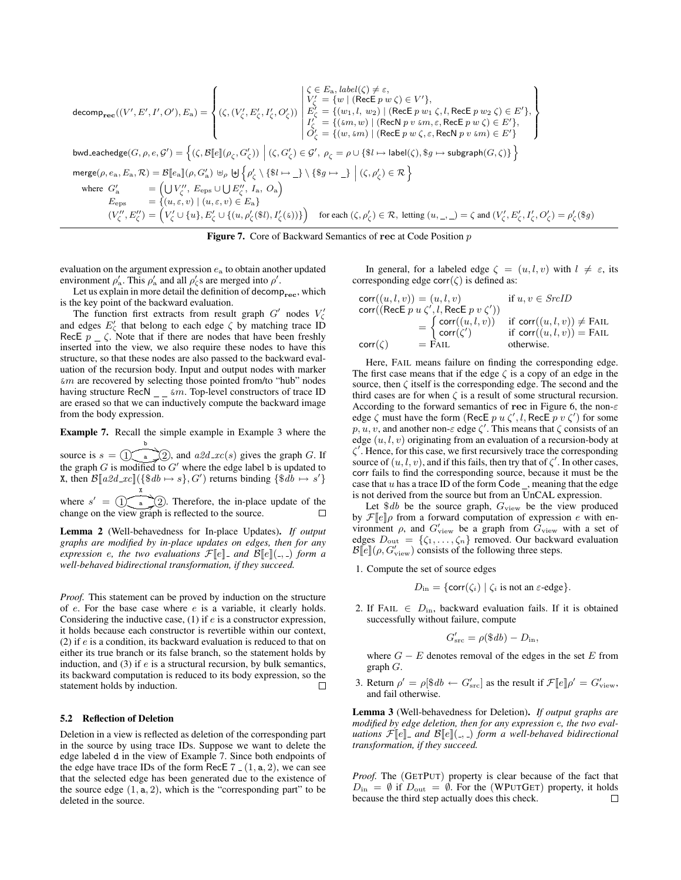$$\mathsf{decomp}_{\mathbf{rec}}((V', E', I', O'), E_{\mathrm{a}}) = \left\{ (\zeta, (V'_\zeta, E'_\zeta, I'_\zeta, O'_\zeta)) \;\middle|\; \begin{array}{l} \zeta \in E_{\mathrm{a}}, \mathit{label}(\zeta) \neq \varepsilon, \\ V'_\zeta = \{w \mid (\mathsf{RecE}\ p\ w\ \zeta) \in V'\}, \\ E'_\zeta = \{(w_1, l, w_2) \mid (\mathsf{RecE}\ p\ w_1\ \zeta, l, \mathsf{RecE}\ p\ w_2\ \zeta) \in E'\}, \\ I'_\zeta = \{(\&m, w) \mid (\mathsf{RecN}\ p\ v\ \&m, \varepsilon, \mathsf{RecE}\ p\ w\ \zeta) \in E'\}, \\ O'_\zeta = \{(w, \&m) \mid (\mathsf{RecE}\ p\ w\ \zeta, \varepsilon, \mathsf{RecN}\ p\ v\ \&m) \in E'\} \end{array} \right\}$$

$$\mathsf{bwd\_eachedge}(G, \rho, e, \mathcal{G}') = \left\{ (\zeta, \mathcal{B}[\![e]\!](\rho_\zeta, G'_\zeta)) \;\middle|\; (\zeta, G'_\zeta) \in \mathcal{G}',\ \rho_\zeta = \rho \cup \{\$l \mapsto \mathsf{label}(\zeta), \$g \mapsto \mathsf{subgraph}(G, \zeta)\} \right\}$$

$$\mathsf{merge}(\rho, e_{\mathrm{a}}, E_{\mathrm{a}}, \mathcal{R}) = \mathcal{B}[\![e_{\mathrm{a}}]\!](\rho, G'_{\mathrm{a}}) \uplus_\rho \biguplus \left\{ \rho'_\zeta \setminus \{\$l \mapsto \_\} \setminus \{\$g \mapsto \_\} \;\middle|\; (\zeta, \rho'_\zeta) \in \mathcal{R} \right\}$$

$$\begin{array}{lll} \text{where } G'_{\mathrm{a}} & = & \left(\bigcup V''_\zeta,\ E_{\mathrm{eps}} \cup \bigcup E''_\zeta,\ I_{\mathrm{a}},\ O_{\mathrm{a}}\right) \\ E_{\mathrm{eps}} & = & \{(u, \varepsilon, v) \mid (u, \varepsilon, v) \in E_{\mathrm{a}}\} \\ (V''_\zeta, E''_\zeta) & = & \left(V'_\zeta \cup \{u\}, E'_\zeta \cup \{(u, \rho'_\zeta(\$l), I'_\zeta(\&))\}\right) \quad \text{for each } (\zeta, \rho'_\zeta) \in \mathcal{R}, \text{ letting } (u, \_, \_) = \zeta \text{ and } (V'_\zeta, E'_\zeta, I'_\zeta, O'_\zeta) = \rho'_\zeta(\$g) \end{array}$$

**Figure 7.** Core of Backward Semantics of $\mathbf{rec}$ at Code Position $p$

evaluation on the argument expression $e_{\mathrm{a}}$ to obtain another updated environment $\rho'_{\mathrm{a}}$. This $\rho'_{\mathrm{a}}$ and all $\rho'_\zeta$s are merged into $\rho'$.

Let us explain in more detail the definition of $\mathsf{decomp}_{\mathbf{rec}}$, which is the key point of the backward evaluation.

The function first extracts from result graph $G'$ nodes $V'_\zeta$ and edges $E'_\zeta$ that belong to each edge $\zeta$ by matching trace ID $\mathsf{RecE}\ p\ \_\ \zeta$. Note that if there are nodes that have been freshly inserted into the view, we also require these nodes to have this structure, so that these nodes are also passed to the backward evaluation of the recursion body. Input and output nodes with marker $\&m$ are recovered by selecting those pointed from/to "hub" nodes having structure $\mathsf{RecN}\ \_\ \_\ \&m$. Top-level constructors of trace ID are erased so that we can inductively compute the backward image from the body expression.

**Example 7.** Recall the simple example in Example 3 where the source is $s = (1) \xrightarrow{\mathtt{a},\ \mathtt{b}} (2)$, and $a2d\_xc(s)$ gives the graph $G$. If the graph $G$ is modified to $G'$ where the edge label $\mathtt{b}$ is updated to $\mathtt{X}$, then $\mathcal{B}[\![a2d\_xc]\!](\{\$db \mapsto s\}, G')$ returns binding $\{\$db \mapsto s'\}$ where $s' = (1) \xrightarrow{\mathtt{a},\ \mathtt{X}} (2)$. Therefore, the in-place update of the change on the view graph is reflected to the source. $\square$

**Lemma 2** (Well-behavedness for In-place Updates)**.** *If output graphs are modified by in-place updates on edges, then for any expression $e$, the two evaluations $\mathcal{F}[\![e]\!]\_$ and $\mathcal{B}[\![e]\!](\_, \_)$ form a well-behaved bidirectional transformation, if they succeed.*

*Proof.* This statement can be proved by induction on the structure of $e$. For the base case where $e$ is a variable, it clearly holds. Considering the inductive case, (1) if $e$ is a constructor expression, it holds because each constructor is revertible within our context, (2) if $e$ is a condition, its backward evaluation is reduced to that on either its true branch or its false branch, so the statement holds by induction, and (3) if $e$ is a structural recursion, by bulk semantics, its backward computation is reduced to its body expression, so the statement holds by induction. $\square$

### 5.2 Reflection of Deletion

Deletion in a view is reflected as deletion of the corresponding part in the source by using trace IDs. Suppose we want to delete the edge labeled $\mathtt{d}$ in the view of Example 7. Since both endpoints of the edge have trace IDs of the form $\mathsf{RecE}\ 7\ \_\ (1, \mathtt{a}, 2)$, we can see that the selected edge has been generated due to the existence of the source edge $(1, \mathtt{a}, 2)$, which is the "corresponding part" to be deleted in the source.

In general, for a labeled edge $\zeta = (u, l, v)$ with $l \neq \varepsilon$, its corresponding edge $\mathsf{corr}(\zeta)$ is defined as:

$$\begin{array}{lll} \mathsf{corr}((u, l, v)) = (u, l, v) & & \text{if } u, v \in \mathit{SrcID} \\ \mathsf{corr}((\mathsf{RecE}\ p\ u\ \zeta', l, \mathsf{RecE}\ p\ v\ \zeta')) & & \\ \quad = \begin{cases} \mathsf{corr}((u, l, v)) & \text{if } \mathsf{corr}((u, l, v)) \neq \textsc{Fail} \\ \mathsf{corr}(\zeta') & \text{if } \mathsf{corr}((u, l, v)) = \textsc{Fail} \end{cases} & & \\ \mathsf{corr}(\zeta) \quad = \textsc{Fail} & & \text{otherwise.} \end{array}$$

Here, $\textsc{Fail}$ means failure on finding the corresponding edge. The first case means that if the edge $\zeta$ is a copy of an edge in the source, then $\zeta$ itself is the corresponding edge. The second and the third cases are for when $\zeta$ is a result of some structural recursion. According to the forward semantics of $\mathbf{rec}$ in Figure 6, the non-$\varepsilon$ edge $\zeta$ must have the form $(\mathsf{RecE}\ p\ u\ \zeta', l, \mathsf{RecE}\ p\ v\ \zeta')$ for some $p, u, v$, and another non-$\varepsilon$ edge $\zeta'$. This means that $\zeta$ consists of an edge $(u, l, v)$ originating from an evaluation of a recursion-body at $\zeta'$. Hence, for this case, we first recursively trace the corresponding source of $(u, l, v)$, and if this fails, then try that of $\zeta'$. In other cases, $\mathsf{corr}$ fails to find the corresponding source, because it must be the case that $u$ has a trace ID of the form $\mathsf{Code}\ \_$, meaning that the edge is not derived from the source but from an UnCAL expression.

Let $\$db$ be the source graph, $G_{\mathrm{view}}$ be the view produced by $\mathcal{F}[\![e]\!]\rho$ from a forward computation of expression $e$ with environment $\rho$, and $G'_{\mathrm{view}}$ be a graph from $G'_{\mathrm{view}}$ with a set of edges $D_{\mathrm{out}} = \{\zeta_1, \ldots, \zeta_n\}$ removed. Our backward evaluation $\mathcal{B}[\![e]\!](\rho, G'_{\mathrm{view}})$ consists of the following three steps.

1. Compute the set of source edges
$$D_{\mathrm{in}} = \{\mathsf{corr}(\zeta_i) \mid \zeta_i \text{ is not an } \varepsilon\text{-edge}\}.$$
2. If $\textsc{Fail} \in D_{\mathrm{in}}$, backward evaluation fails. If it is obtained successfully without failure, compute
$$G'_{\mathrm{src}} = \rho(\$db) - D_{\mathrm{in}},$$
where $G - E$ denotes removal of the edges in the set $E$ from graph $G$.
3. Return $\rho' = \rho[\$db \leftarrow G'_{\mathrm{src}}]$ as the result if $\mathcal{F}[\![e]\!]\rho' = G'_{\mathrm{view}}$, and fail otherwise.

**Lemma 3** (Well-behavedness for Deletion)**.** *If output graphs are modified by edge deletion, then for any expression $e$, the two evaluations $\mathcal{F}[\![e]\!]\_$ and $\mathcal{B}[\![e]\!](\_, \_)$ form a well-behaved bidirectional transformation, if they succeed.*

*Proof.* The (GetPut) property is clear because of the fact that $D_{\mathrm{in}} = \emptyset$ if $D_{\mathrm{out}} = \emptyset$. For the (WPutGet) property, it holds because the third step actually does this check. $\square$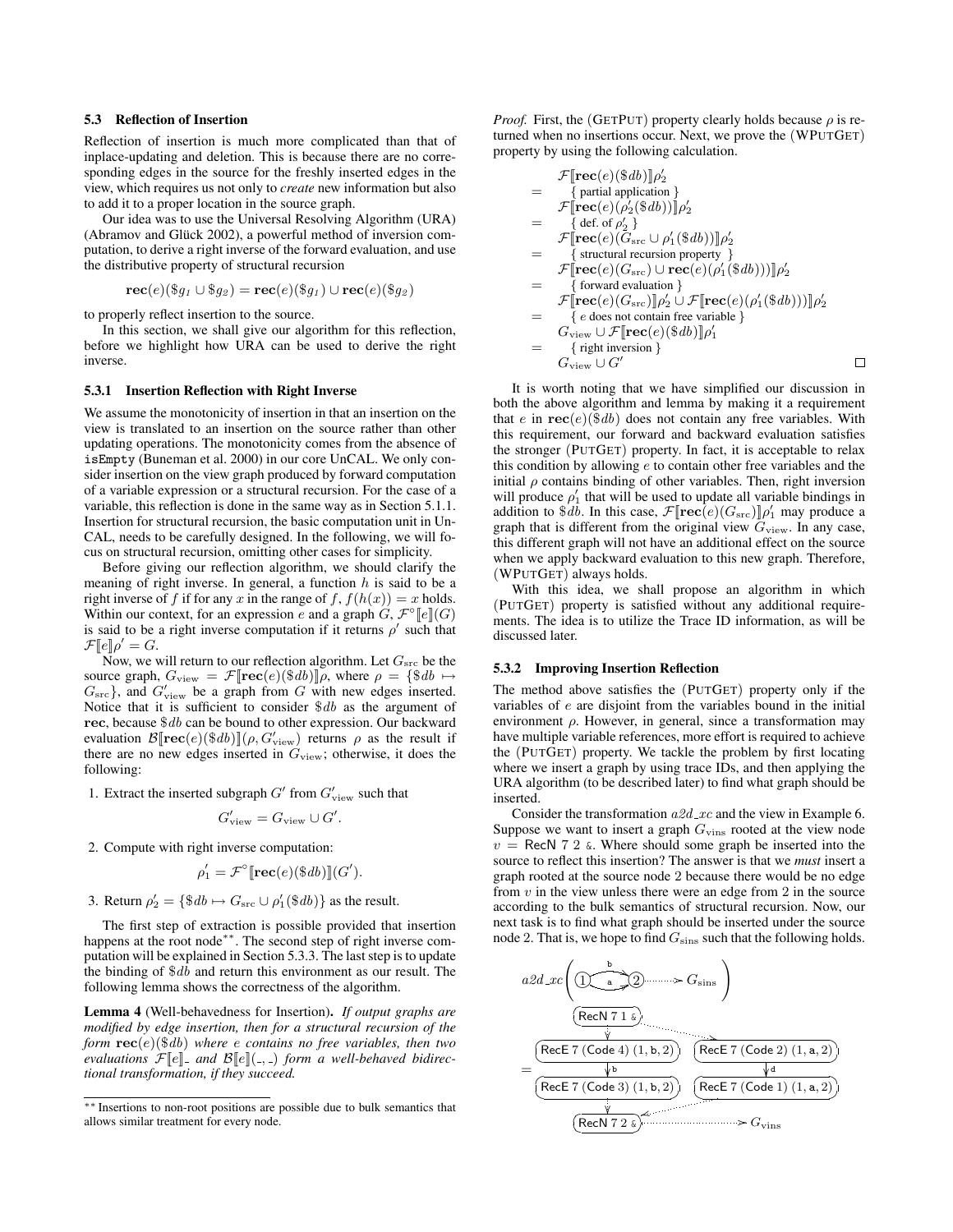### 5.3 Reflection of Insertion

Reflection of insertion is much more complicated than that of inplace-updating and deletion. This is because there are no corresponding edges in the source for the freshly inserted edges in the view, which requires us not only to *create* new information but also to add it to a proper location in the source graph.

Our idea was to use the Universal Resolving Algorithm (URA) (Abramov and Glück 2002), a powerful method of inversion computation, to derive a right inverse of the forward evaluation, and use the distributive property of structural recursion

$$\mathbf{rec}(e)(\$g_1 \cup \$g_2) = \mathbf{rec}(e)(\$g_1) \cup \mathbf{rec}(e)(\$g_2)$$

to properly reflect insertion to the source.

In this section, we shall give our algorithm for this reflection, before we highlight how URA can be used to derive the right inverse.

#### 5.3.1 Insertion Reflection with Right Inverse

We assume the monotonicity of insertion in that an insertion on the view is translated to an insertion on the source rather than other updating operations. The monotonicity comes from the absence of `isEmpty` (Buneman et al. 2000) in our core UnCAL. We only consider insertion on the view graph produced by forward computation of a variable expression or a structural recursion. For the case of a variable, this reflection is done in the same way as in Section 5.1.1. Insertion for structural recursion, the basic computation unit in UnCAL, needs to be carefully designed. In the following, we will focus on structural recursion, omitting other cases for simplicity.

Before giving our reflection algorithm, we should clarify the meaning of right inverse. In general, a function $h$ is said to be a right inverse of $f$ if for any $x$ in the range of $f$, $f(h(x)) = x$ holds. Within our context, for an expression $e$ and a graph $G$, $\mathcal{F}^\circ[\![e]\!](G)$ is said to be a right inverse computation if it returns $\rho'$ such that $\mathcal{F}[\![e]\!]\rho' = G$.

Now, we will return to our reflection algorithm. Let $G_{\rm src}$ be the source graph, $G_{\rm view} = \mathcal{F}[\![\mathbf{rec}(e)(\$db)]\!]\rho$, where $\rho = \{\$db \mapsto G_{\rm src}\}$, and $G'_{\rm view}$ be a graph from $G$ with new edges inserted. Notice that it is sufficient to consider $\$db$ as the argument of $\mathbf{rec}$, because $\$db$ can be bound to other expression. Our backward evaluation $\mathcal{B}[\![\mathbf{rec}(e)(\$db)]\!](\rho, G'_{\rm view})$ returns $\rho$ as the result if there are no new edges inserted in $G_{\rm view}$; otherwise, it does the following:

1. Extract the inserted subgraph $G'$ from $G'_{\rm view}$ such that
$$G'_{\rm view} = G_{\rm view} \cup G'.$$
2. Compute with right inverse computation:
$$\rho'_1 = \mathcal{F}^\circ[\![\mathbf{rec}(e)(\$db)]\!](G').$$
3. Return $\rho'_2 = \{\$db \mapsto G_{\rm src} \cup \rho'_1(\$db)\}$ as the result.

The first step of extraction is possible provided that insertion happens at the root node[**]. The second step of right inverse computation will be explained in Section 5.3.3. The last step is to update the binding of $\$db$ and return this environment as our result. The following lemma shows the correctness of the algorithm.

**Lemma 4** (Well-behavedness for Insertion). *If output graphs are modified by edge insertion, then for a structural recursion of the form $\mathbf{rec}(e)(\$db)$ where $e$ contains no free variables, then two evaluations $\mathcal{F}[\![e]\!]\_$ and $\mathcal{B}[\![e]\!](\_,\_)$ form a well-behaved bidirectional transformation, if they succeed.*

[**] Insertions to non-root positions are possible due to bulk semantics that allows similar treatment for every node.

*Proof.* First, the (GETPUT) property clearly holds because $\rho$ is returned when no insertions occur. Next, we prove the (WPUTGET) property by using the following calculation.

$$\begin{array}{ll}
 & \mathcal{F}[\![\mathbf{rec}(e)(\$db)]\!]\rho'_2 \\
= & \quad \{ \text{ partial application } \} \\
 & \mathcal{F}[\![\mathbf{rec}(e)(\rho'_2(\$db))]\!]\rho'_2 \\
= & \quad \{ \text{ def. of } \rho'_2 \ \} \\
 & \mathcal{F}[\![\mathbf{rec}(e)(G_{\rm src} \cup \rho'_1(\$db))]\!]\rho'_2 \\
= & \quad \{ \text{ structural recursion property } \} \\
 & \mathcal{F}[\![\mathbf{rec}(e)(G_{\rm src}) \cup \mathbf{rec}(e)(\rho'_1(\$db)))]\!]\rho'_2 \\
= & \quad \{ \text{ forward evaluation } \} \\
 & \mathcal{F}[\![\mathbf{rec}(e)(G_{\rm src})]\!]\rho'_2 \cup \mathcal{F}[\![\mathbf{rec}(e)(\rho'_1(\$db)))]\!]\rho'_2 \\
= & \quad \{ \ e \text{ does not contain free variable } \} \\
 & G_{\rm view} \cup \mathcal{F}[\![\mathbf{rec}(e)(\$db)]\!]\rho'_1 \\
= & \quad \{ \text{ right inversion } \} \\
 & G_{\rm view} \cup G'
\end{array}$$

□

It is worth noting that we have simplified our discussion in both the above algorithm and lemma by making it a requirement that $e$ in $\mathbf{rec}(e)(\$db)$ does not contain any free variables. With this requirement, our forward and backward evaluation satisfies the stronger (PUTGET) property. In fact, it is acceptable to relax this condition by allowing $e$ to contain other free variables and the initial $\rho$ contains binding of other variables. Then, right inversion will produce $\rho'_1$ that will be used to update all variable bindings in addition to $\$db$. In this case, $\mathcal{F}[\![\mathbf{rec}(e)(G_{\rm src})]\!]\rho'_1$ may produce a graph that is different from the original view $G_{\rm view}$. In any case, this different graph will not have an additional effect on the source when we apply backward evaluation to this new graph. Therefore, (WPUTGET) always holds.

With this idea, we shall propose an algorithm in which (PUTGET) property is satisfied without any additional requirements. The idea is to utilize the Trace ID information, as will be discussed later.

#### 5.3.2 Improving Insertion Reflection

The method above satisfies the (PUTGET) property only if the variables of $e$ are disjoint from the variables bound in the initial environment $\rho$. However, in general, since a transformation may have multiple variable references, more effort is required to achieve the (PUTGET) property. We tackle the problem by first locating where we insert a graph by using trace IDs, and then applying the URA algorithm (to be described later) to find what graph should be inserted.

Consider the transformation $a2d\_xc$ and the view in Example 6. Suppose we want to insert a graph $G_{\rm vins}$ rooted at the view node $v$ = RecN 7 2 &. Where should some graph be inserted into the source to reflect this insertion? The answer is that we *must* insert a graph rooted at the source node 2 because there would be no edge from $v$ in the view unless there were an edge from 2 in the source according to the bulk semantics of structural recursion. Now, our next task is to find what graph should be inserted under the source node 2. That is, we hope to find $G_{\rm sins}$ such that the following holds.

$$a2d\_xc\left( \textcircled{1} \overset{\texttt{b}}{\underset{\texttt{a}}{\rightrightarrows}} \textcircled{2} \cdots\cdots\!> G_{\rm sins} \right)$$

$= $ (RecN 7 1 &) ⇢ (RecE 7 (Code 4) (1, b, 2)) $\xrightarrow{\texttt{b}}$ (RecE 7 (Code 3) (1, b, 2)) ⇢ (RecN 7 2 &); (RecN 7 1 &) ⇢ (RecE 7 (Code 2) (1, a, 2)) $\xrightarrow{\texttt{d}}$ (RecE 7 (Code 1) (1, a, 2)) ⇢ (RecN 7 2 &) ⇢ $G_{\rm vins}$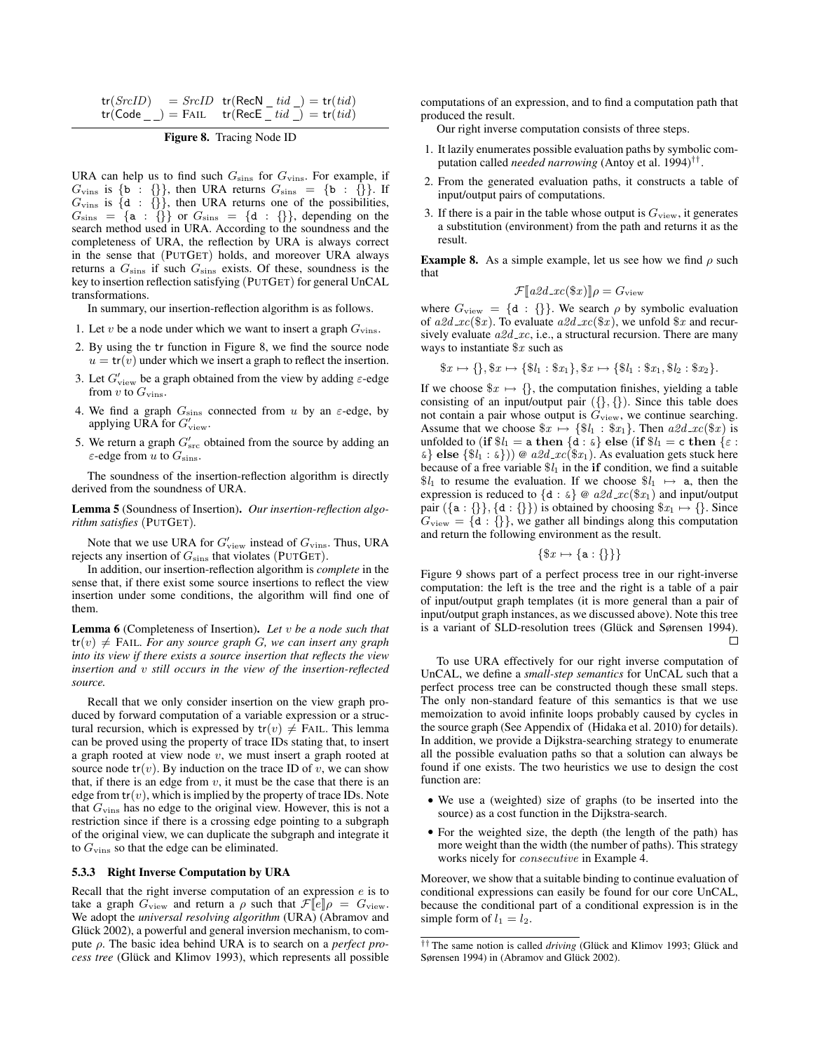$$\mathsf{tr}(SrcID) \;\; = SrcID \quad \mathsf{tr}(\mathsf{RecN}\ \_\ tid\ \_) = \mathsf{tr}(tid)$$
$$\mathsf{tr}(\mathsf{Code}\ \_\ \_) = \text{FAIL} \quad \mathsf{tr}(\mathsf{RecE}\ \_\ tid\ \_) = \mathsf{tr}(tid)$$

**Figure 8.** Tracing Node ID

URA can help us to find such $G_{\rm sins}$ for $G_{\rm vins}$. For example, if $G_{\rm vins}$ is $\{\mathtt{b} : \{\}\}$, then URA returns $G_{\rm sins} = \{\mathtt{b} : \{\}\}$. If $G_{\rm vins}$ is $\{\mathtt{d} : \{\}\}$, then URA returns one of the possibilities, $G_{\rm sins} = \{\mathtt{a} : \{\}\}$ or $G_{\rm sins} = \{\mathtt{d} : \{\}\}$, depending on the search method used in URA. According to the soundness and the completeness of URA, the reflection by URA is always correct in the sense that (PUTGET) holds, and moreover URA always returns a $G_{\rm sins}$ if such $G_{\rm sins}$ exists. Of these, soundness is the key to insertion reflection satisfying (PUTGET) for general UnCAL transformations.

In summary, our insertion-reflection algorithm is as follows.

1. Let $v$ be a node under which we want to insert a graph $G_{\rm vins}$.
2. By using the tr function in Figure 8, we find the source node $u = \mathsf{tr}(v)$ under which we insert a graph to reflect the insertion.
3. Let $G'_{\rm view}$ be a graph obtained from the view by adding $\varepsilon$-edge from $v$ to $G_{\rm vins}$.
4. We find a graph $G_{\rm sins}$ connected from $u$ by an $\varepsilon$-edge, by applying URA for $G'_{\rm view}$.
5. We return a graph $G'_{\rm src}$ obtained from the source by adding an $\varepsilon$-edge from $u$ to $G_{\rm sins}$.

The soundness of the insertion-reflection algorithm is directly derived from the soundness of URA.

**Lemma 5** (Soundness of Insertion). *Our insertion-reflection algorithm satisfies* (PUTGET).

Note that we use URA for $G'_{\rm view}$ instead of $G_{\rm vins}$. Thus, URA rejects any insertion of $G_{\rm sins}$ that violates (PUTGET).

In addition, our insertion-reflection algorithm is *complete* in the sense that, if there exist some source insertions to reflect the view insertion under some conditions, the algorithm will find one of them.

**Lemma 6** (Completeness of Insertion). *Let $v$ be a node such that $\mathsf{tr}(v) \neq$ FAIL. For any source graph $G$, we can insert any graph into its view if there exists a source insertion that reflects the view insertion and $v$ still occurs in the view of the insertion-reflected source.*

Recall that we only consider insertion on the view graph produced by forward computation of a variable expression or a structural recursion, which is expressed by $\mathsf{tr}(v) \neq$ FAIL. This lemma can be proved using the property of trace IDs stating that, to insert a graph rooted at view node $v$, we must insert a graph rooted at source node $\mathsf{tr}(v)$. By induction on the trace ID of $v$, we can show that, if there is an edge from $v$, it must be the case that there is an edge from $\mathsf{tr}(v)$, which is implied by the property of trace IDs. Note that $G_{\rm vins}$ has no edge to the original view. However, this is not a restriction since if there is a crossing edge pointing to a subgraph of the original view, we can duplicate the subgraph and integrate it to $G_{\rm vins}$ so that the edge can be eliminated.

### 5.3.3 Right Inverse Computation by URA

Recall that the right inverse computation of an expression $e$ is to take a graph $G_{\rm view}$ and return a $\rho$ such that $\mathcal{F}[\![e]\!]\rho = G_{\rm view}$. We adopt the *universal resolving algorithm* (URA) (Abramov and Glück 2002), a powerful and general inversion mechanism, to compute $\rho$. The basic idea behind URA is to search on a *perfect process tree* (Glück and Klimov 1993), which represents all possible computations of an expression, and to find a computation path that produced the result.

Our right inverse computation consists of three steps.

1. It lazily enumerates possible evaluation paths by symbolic computation called *needed narrowing* (Antoy et al. 1994)[††].
2. From the generated evaluation paths, it constructs a table of input/output pairs of computations.
3. If there is a pair in the table whose output is $G_{\rm view}$, it generates a substitution (environment) from the path and returns it as the result.

**Example 8.** As a simple example, let us see how we find $\rho$ such that

$$\mathcal{F}[\![a2d\_xc(\$x)]\!]\rho = G_{\rm view}$$

where $G_{\rm view} = \{\mathtt{d} : \{\}\}$. We search $\rho$ by symbolic evaluation of $a2d\_xc(\$x)$. To evaluate $a2d\_xc(\$x)$, we unfold $\$x$ and recursively evaluate $a2d\_xc$, i.e., a structural recursion. There are many ways to instantiate $\$x$ such as

$$\$x \mapsto \{\}, \$x \mapsto \{\$l_1 : \$x_1\}, \$x \mapsto \{\$l_1 : \$x_1, \$l_2 : \$x_2\}.$$

If we choose $\$x \mapsto \{\}$, the computation finishes, yielding a table consisting of an input/output pair $(\{\}, \{\})$. Since this table does not contain a pair whose output is $G_{\rm view}$, we continue searching. Assume that we choose $\$x \mapsto \{\$l_1 : \$x_1\}$. Then $a2d\_xc(\$x)$ is unfolded to (**if** $\$l_1 = \mathtt{a}$ **then** $\{\mathtt{d} : \&\}$ **else** (**if** $\$l_1 = \mathtt{c}$ **then** $\{\varepsilon : \&\}$ **else** $\{\$l_1 : \&\}$)) @ $a2d\_xc(\$x_1)$. As evaluation gets stuck here because of a free variable $\$l_1$ in the **if** condition, we find a suitable $\$l_1$ to resume the evaluation. If we choose $\$l_1 \mapsto \mathtt{a}$, then the expression is reduced to $\{\mathtt{d} : \&\}$ @ $a2d\_xc(\$x_1)$ and input/output pair $(\{\mathtt{a} : \{\}\}, \{\mathtt{d} : \{\}\})$ is obtained by choosing $\$x_1 \mapsto \{\}$. Since $G_{\rm view} = \{\mathtt{d} : \{\}\}$, we gather all bindings along this computation and return the following environment as the result.

$$\{\$x \mapsto \{\mathtt{a} : \{\}\}\}$$

Figure 9 shows part of a perfect process tree in our right-inverse computation: the left is the tree and the right is a table of a pair of input/output graph templates (it is more general than a pair of input/output graph instances, as we discussed above). Note this tree is a variant of SLD-resolution trees (Glück and Sørensen 1994). □

To use URA effectively for our right inverse computation of UnCAL, we define a *small-step semantics* for UnCAL such that a perfect process tree can be constructed though these small steps. The only non-standard feature of this semantics is that we use memoization to avoid infinite loops probably caused by cycles in the source graph (See Appendix of (Hidaka et al. 2010) for details). In addition, we provide a Dijkstra-searching strategy to enumerate all the possible evaluation paths so that a solution can always be found if one exists. The two heuristics we use to design the cost function are:

- We use a (weighted) size of graphs (to be inserted into the source) as a cost function in the Dijkstra-search.
- For the weighted size, the depth (the length of the path) has more weight than the width (the number of paths). This strategy works nicely for *consecutive* in Example 4.

Moreover, we show that a suitable binding to continue evaluation of conditional expressions can easily be found for our core UnCAL, because the conditional part of a conditional expression is in the simple form of $l_1 = l_2$.

[††] The same notion is called *driving* (Glück and Klimov 1993; Glück and Sørensen 1994) in (Abramov and Glück 2002).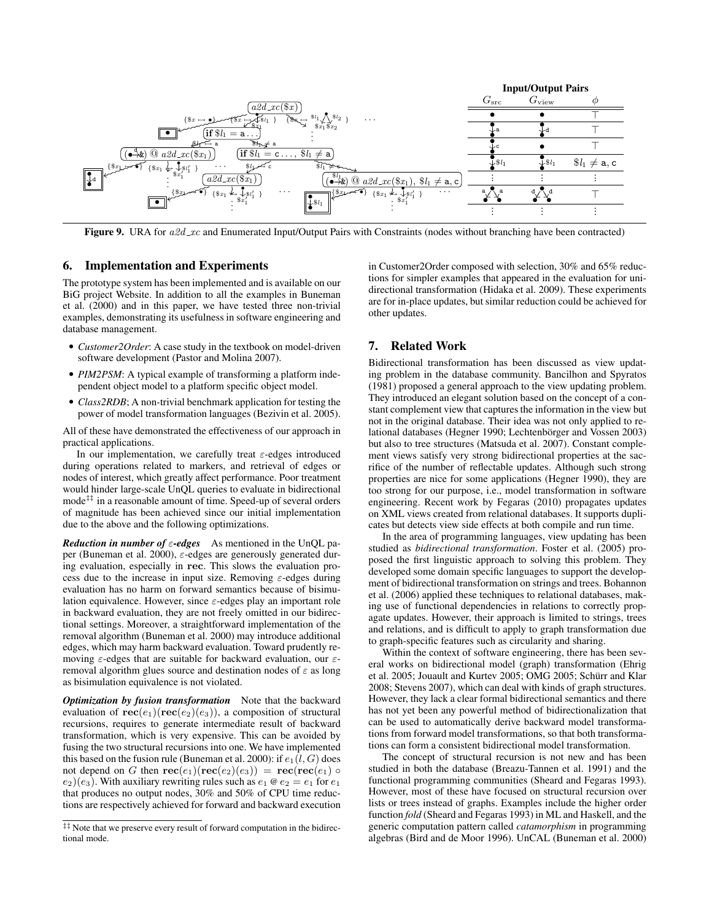**Figure 9.** URA for $a2d\_xc$ and Enumerated Input/Output Pairs with Constraints (nodes without branching have been contracted)

## 6. Implementation and Experiments

The prototype system has been implemented and is available on our BiG project Website. In addition to all the examples in Buneman et al. (2000) and in this paper, we have tested three non-trivial examples, demonstrating its usefulness in software engineering and database management.

- *Customer2Order*: A case study in the textbook on model-driven software development (Pastor and Molina 2007).
- *PIM2PSM*: A typical example of transforming a platform independent object model to a platform specific object model.
- *Class2RDB*; A non-trivial benchmark application for testing the power of model transformation languages (Bezivin et al. 2005).

All of these have demonstrated the effectiveness of our approach in practical applications.

In our implementation, we carefully treat $\varepsilon$-edges introduced during operations related to markers, and retrieval of edges or nodes of interest, which greatly affect performance. Poor treatment would hinder large-scale UnQL queries to evaluate in bidirectional mode[‡‡] in a reasonable amount of time. Speed-up of several orders of magnitude has been achieved since our initial implementation due to the above and the following optimizations.

***Reduction in number of $\varepsilon$-edges*** As mentioned in the UnQL paper (Buneman et al. 2000), $\varepsilon$-edges are generously generated during evaluation, especially in $\mathbf{rec}$. This slows the evaluation process due to the increase in input size. Removing $\varepsilon$-edges during evaluation has no harm on forward semantics because of bisimulation equivalence. However, since $\varepsilon$-edges play an important role in backward evaluation, they are not freely omitted in our bidirectional settings. Moreover, a straightforward implementation of the removal algorithm (Buneman et al. 2000) may introduce additional edges, which may harm backward evaluation. Toward prudently removing $\varepsilon$-edges that are suitable for backward evaluation, our $\varepsilon$-removal algorithm glues source and destination nodes of $\varepsilon$ as long as bisimulation equivalence is not violated.

***Optimization by fusion transformation*** Note that the backward evaluation of $\mathbf{rec}(e_1)(\mathbf{rec}(e_2)(e_3))$, a composition of structural recursions, requires to generate intermediate result of backward transformation, which is very expensive. This can be avoided by fusing the two structural recursions into one. We have implemented this based on the fusion rule (Buneman et al. 2000): if $e_1(l, G)$ does not depend on $G$ then $\mathbf{rec}(e_1)(\mathbf{rec}(e_2)(e_3)) = \mathbf{rec}(\mathbf{rec}(e_1) \circ e_2)(e_3)$. With auxiliary rewriting rules such as $e_1 \mathbin{@} e_2 = e_1$ for $e_1$ that produces no output nodes, 30% and 50% of CPU time reductions are respectively achieved for forward and backward execution in Customer2Order composed with selection, 30% and 65% reductions for simpler examples that appeared in the evaluation for unidirectional transformation (Hidaka et al. 2009). These experiments are for in-place updates, but similar reduction could be achieved for other updates.

## 7. Related Work

Bidirectional transformation has been discussed as view updating problem in the database community. Bancilhon and Spyratos (1981) proposed a general approach to the view updating problem. They introduced an elegant solution based on the concept of a constant complement view that captures the information in the view but not in the original database. Their idea was not only applied to relational databases (Hegner 1990; Lechtenbörger and Vossen 2003) but also to tree structures (Matsuda et al. 2007). Constant complement views satisfy very strong bidirectional properties at the sacrifice of the number of reflectable updates. Although such strong properties are nice for some applications (Hegner 1990), they are too strong for our purpose, i.e., model transformation in software engineering. Recent work by Fegaras (2010) propagates updates on XML views created from relational databases. It supports duplicates but detects view side effects at both compile and run time.

In the area of programming languages, view updating has been studied as *bidirectional transformation*. Foster et al. (2005) proposed the first linguistic approach to solving this problem. They developed some domain specific languages to support the development of bidirectional transformation on strings and trees. Bohannon et al. (2006) applied these techniques to relational databases, making use of functional dependencies in relations to correctly propagate updates. However, their approach is limited to strings, trees and relations, and is difficult to apply to graph transformation due to graph-specific features such as circularity and sharing.

Within the context of software engineering, there has been several works on bidirectional model (graph) transformation (Ehrig et al. 2005; Jouault and Kurtev 2005; OMG 2005; Schürr and Klar 2008; Stevens 2007), which can deal with kinds of graph structures. However, they lack a clear formal bidirectional semantics and there has not yet been any powerful method of bidirectionalization that can be used to automatically derive backward model transformations from forward model transformations, so that both transformations can form a consistent bidirectional model transformation.

The concept of structural recursion is not new and has been studied in both the database (Breazu-Tannen et al. 1991) and the functional programming communities (Sheard and Fegaras 1993). However, most of these have focused on structural recursion over lists or trees instead of graphs. Examples include the higher order function *fold* (Sheard and Fegaras 1993) in ML and Haskell, and the generic computation pattern called *catamorphism* in programming algebras (Bird and de Moor 1996). UnCAL (Buneman et al. 2000)

[‡‡] Note that we preserve every result of forward computation in the bidirectional mode.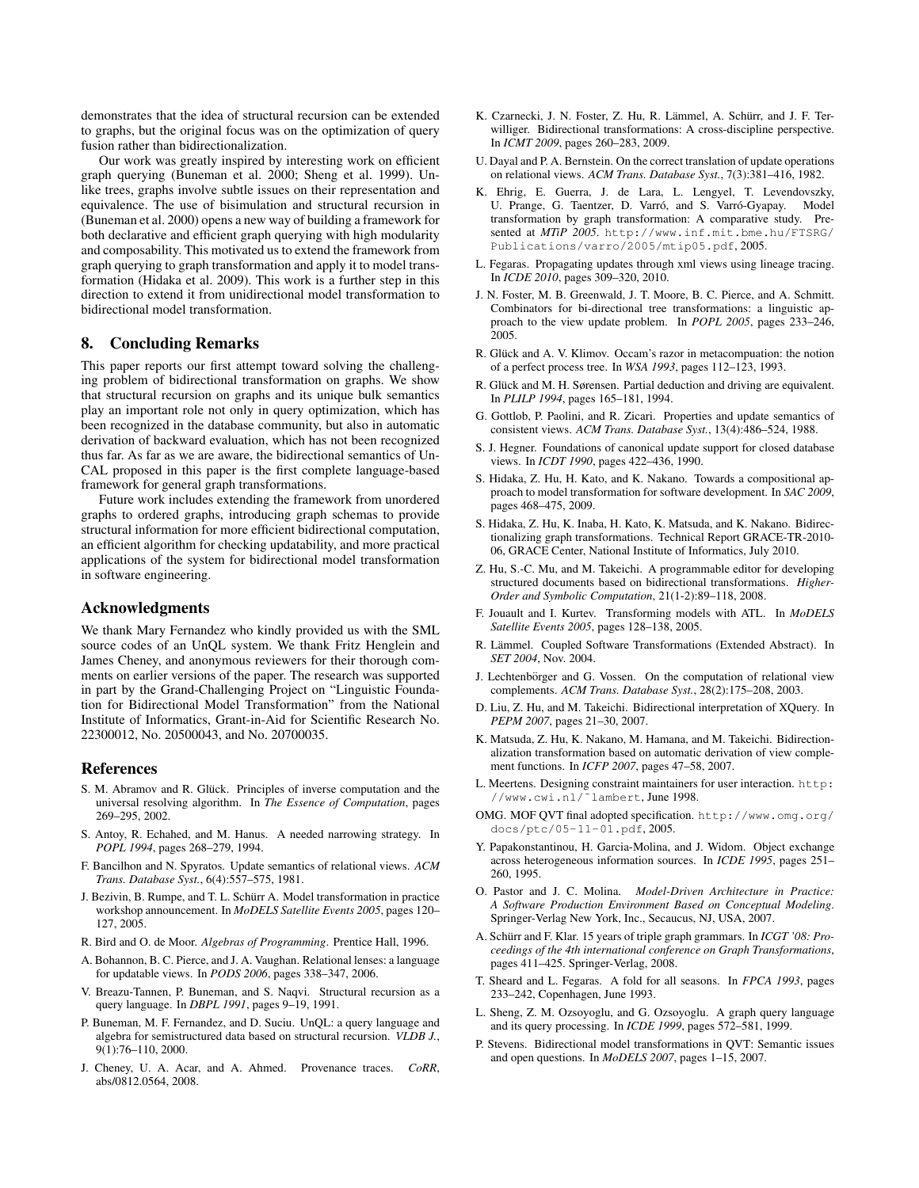demonstrates that the idea of structural recursion can be extended to graphs, but the original focus was on the optimization of query fusion rather than bidirectionalization.

Our work was greatly inspired by interesting work on efficient graph querying (Buneman et al. 2000; Sheng et al. 1999). Unlike trees, graphs involve subtle issues on their representation and equivalence. The use of bisimulation and structural recursion in (Buneman et al. 2000) opens a new way of building a framework for both declarative and efficient graph querying with high modularity and composability. This motivated us to extend the framework from graph querying to graph transformation and apply it to model transformation (Hidaka et al. 2009). This work is a further step in this direction to extend it from unidirectional model transformation to bidirectional model transformation.

## 8. Concluding Remarks

This paper reports our first attempt toward solving the challenging problem of bidirectional transformation on graphs. We show that structural recursion on graphs and its unique bulk semantics play an important role not only in query optimization, which has been recognized in the database community, but also in automatic derivation of backward evaluation, which has not been recognized thus far. As far as we are aware, the bidirectional semantics of UnCAL proposed in this paper is the first complete language-based framework for general graph transformations.

Future work includes extending the framework from unordered graphs to ordered graphs, introducing graph schemas to provide structural information for more efficient bidirectional computation, an efficient algorithm for checking updatability, and more practical applications of the system for bidirectional model transformation in software engineering.

## Acknowledgments

We thank Mary Fernandez who kindly provided us with the SML source codes of an UnQL system. We thank Fritz Henglein and James Cheney, and anonymous reviewers for their thorough comments on earlier versions of the paper. The research was supported in part by the Grand-Challenging Project on "Linguistic Foundation for Bidirectional Model Transformation" from the National Institute of Informatics, Grant-in-Aid for Scientific Research No. 22300012, No. 20500043, and No. 20700035.

## References

S. M. Abramov and R. Glück. Principles of inverse computation and the universal resolving algorithm. In *The Essence of Computation*, pages 269–295, 2002.

S. Antoy, R. Echahed, and M. Hanus. A needed narrowing strategy. In *POPL 1994*, pages 268–279, 1994.

F. Bancilhon and N. Spyratos. Update semantics of relational views. *ACM Trans. Database Syst.*, 6(4):557–575, 1981.

J. Bezivin, B. Rumpe, and T. L. Schürr A. Model transformation in practice workshop announcement. In *MoDELS Satellite Events 2005*, pages 120–127, 2005.

R. Bird and O. de Moor. *Algebras of Programming*. Prentice Hall, 1996.

A. Bohannon, B. C. Pierce, and J. A. Vaughan. Relational lenses: a language for updatable views. In *PODS 2006*, pages 338–347, 2006.

V. Breazu-Tannen, P. Buneman, and S. Naqvi. Structural recursion as a query language. In *DBPL 1991*, pages 9–19, 1991.

P. Buneman, M. F. Fernandez, and D. Suciu. UnQL: a query language and algebra for semistructured data based on structural recursion. *VLDB J.*, 9(1):76–110, 2000.

J. Cheney, U. A. Acar, and A. Ahmed. Provenance traces. *CoRR*, abs/0812.0564, 2008.

K. Czarnecki, J. N. Foster, Z. Hu, R. Lämmel, A. Schürr, and J. F. Terwilliger. Bidirectional transformations: A cross-discipline perspective. In *ICMT 2009*, pages 260–283, 2009.

U. Dayal and P. A. Bernstein. On the correct translation of update operations on relational views. *ACM Trans. Database Syst.*, 7(3):381–416, 1982.

K. Ehrig, E. Guerra, J. de Lara, L. Lengyel, T. Levendovszky, U. Prange, G. Taentzer, D. Varró, and S. Varró-Gyapay. Model transformation by graph transformation: A comparative study. Presented at *MTiP 2005*. http://www.inf.mit.bme.hu/FTSRG/Publications/varro/2005/mtip05.pdf, 2005.

L. Fegaras. Propagating updates through xml views using lineage tracing. In *ICDE 2010*, pages 309–320, 2010.

J. N. Foster, M. B. Greenwald, J. T. Moore, B. C. Pierce, and A. Schmitt. Combinators for bi-directional tree transformations: a linguistic approach to the view update problem. In *POPL 2005*, pages 233–246, 2005.

R. Glück and A. V. Klimov. Occam's razor in metacompuation: the notion of a perfect process tree. In *WSA 1993*, pages 112–123, 1993.

R. Glück and M. H. Sørensen. Partial deduction and driving are equivalent. In *PLILP 1994*, pages 165–181, 1994.

G. Gottlob, P. Paolini, and R. Zicari. Properties and update semantics of consistent views. *ACM Trans. Database Syst.*, 13(4):486–524, 1988.

S. J. Hegner. Foundations of canonical update support for closed database views. In *ICDT 1990*, pages 422–436, 1990.

S. Hidaka, Z. Hu, H. Kato, and K. Nakano. Towards a compositional approach to model transformation for software development. In *SAC 2009*, pages 468–475, 2009.

S. Hidaka, Z. Hu, K. Inaba, H. Kato, K. Matsuda, and K. Nakano. Bidirectionalizing graph transformations. Technical Report GRACE-TR-2010-06, GRACE Center, National Institute of Informatics, July 2010.

Z. Hu, S.-C. Mu, and M. Takeichi. A programmable editor for developing structured documents based on bidirectional transformations. *Higher-Order and Symbolic Computation*, 21(1-2):89–118, 2008.

F. Jouault and I. Kurtev. Transforming models with ATL. In *MoDELS Satellite Events 2005*, pages 128–138, 2005.

R. Lämmel. Coupled Software Transformations (Extended Abstract). In *SET 2004*, Nov. 2004.

J. Lechtenbörger and G. Vossen. On the computation of relational view complements. *ACM Trans. Database Syst.*, 28(2):175–208, 2003.

D. Liu, Z. Hu, and M. Takeichi. Bidirectional interpretation of XQuery. In *PEPM 2007*, pages 21–30, 2007.

K. Matsuda, Z. Hu, K. Nakano, M. Hamana, and M. Takeichi. Bidirectionalization transformation based on automatic derivation of view complement functions. In *ICFP 2007*, pages 47–58, 2007.

L. Meertens. Designing constraint maintainers for user interaction. http://www.cwi.nl/~lambert, June 1998.

OMG. MOF QVT final adopted specification. http://www.omg.org/docs/ptc/05-11-01.pdf, 2005.

Y. Papakonstantinou, H. Garcia-Molina, and J. Widom. Object exchange across heterogeneous information sources. In *ICDE 1995*, pages 251–260, 1995.

O. Pastor and J. C. Molina. *Model-Driven Architecture in Practice: A Software Production Environment Based on Conceptual Modeling*. Springer-Verlag New York, Inc., Secaucus, NJ, USA, 2007.

A. Schürr and F. Klar. 15 years of triple graph grammars. In *ICGT '08: Proceedings of the 4th international conference on Graph Transformations*, pages 411–425. Springer-Verlag, 2008.

T. Sheard and L. Fegaras. A fold for all seasons. In *FPCA 1993*, pages 233–242, Copenhagen, June 1993.

L. Sheng, Z. M. Ozsoyoglu, and G. Ozsoyoglu. A graph query language and its query processing. In *ICDE 1999*, pages 572–581, 1999.

P. Stevens. Bidirectional model transformations in QVT: Semantic issues and open questions. In *MoDELS 2007*, pages 1–15, 2007.